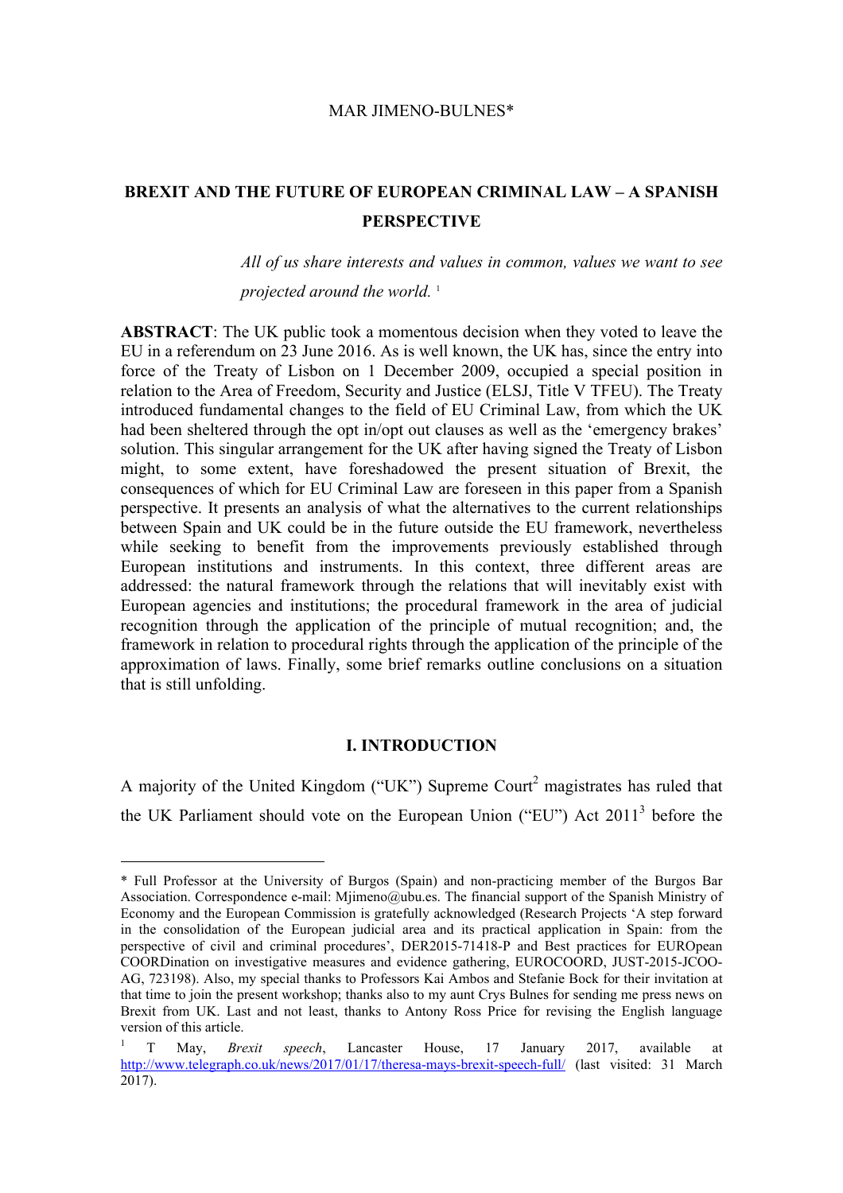MAR JIMENO-BULNES*

# BREXIT AND THE FUTURE OF EUROPEAN CRIMINAL LAW – A SPANISH PERSPECTIVE

*All of us share interests and values in common, values we want to see projected around the world.* [1]

**ABSTRACT**: The UK public took a momentous decision when they voted to leave the EU in a referendum on 23 June 2016. As is well known, the UK has, since the entry into force of the Treaty of Lisbon on 1 December 2009, occupied a special position in relation to the Area of Freedom, Security and Justice (ELSJ, Title V TFEU). The Treaty introduced fundamental changes to the field of EU Criminal Law, from which the UK had been sheltered through the opt in/opt out clauses as well as the 'emergency brakes' solution. This singular arrangement for the UK after having signed the Treaty of Lisbon might, to some extent, have foreshadowed the present situation of Brexit, the consequences of which for EU Criminal Law are foreseen in this paper from a Spanish perspective. It presents an analysis of what the alternatives to the current relationships between Spain and UK could be in the future outside the EU framework, nevertheless while seeking to benefit from the improvements previously established through European institutions and instruments. In this context, three different areas are addressed: the natural framework through the relations that will inevitably exist with European agencies and institutions; the procedural framework in the area of judicial recognition through the application of the principle of mutual recognition; and, the framework in relation to procedural rights through the application of the principle of the approximation of laws. Finally, some brief remarks outline conclusions on a situation that is still unfolding.

## I. INTRODUCTION

A majority of the United Kingdom ("UK") Supreme Court[2] magistrates has ruled that the UK Parliament should vote on the European Union ("EU") Act 2011[3] before the

---

\* Full Professor at the University of Burgos (Spain) and non-practicing member of the Burgos Bar Association. Correspondence e-mail: Mjimeno@ubu.es. The financial support of the Spanish Ministry of Economy and the European Commission is gratefully acknowledged (Research Projects 'A step forward in the consolidation of the European judicial area and its practical application in Spain: from the perspective of civil and criminal procedures', DER2015-71418-P and Best practices for EUROpean COORDination on investigative measures and evidence gathering, EUROCOORD, JUST-2015-JCOO-AG, 723198). Also, my special thanks to Professors Kai Ambos and Stefanie Bock for their invitation at that time to join the present workshop; thanks also to my aunt Crys Bulnes for sending me press news on Brexit from UK. Last and not least, thanks to Antony Ross Price for revising the English language version of this article.

[1] T May, *Brexit speech*, Lancaster House, 17 January 2017, available at http://www.telegraph.co.uk/news/2017/01/17/theresa-mays-brexit-speech-full/ (last visited: 31 March 2017).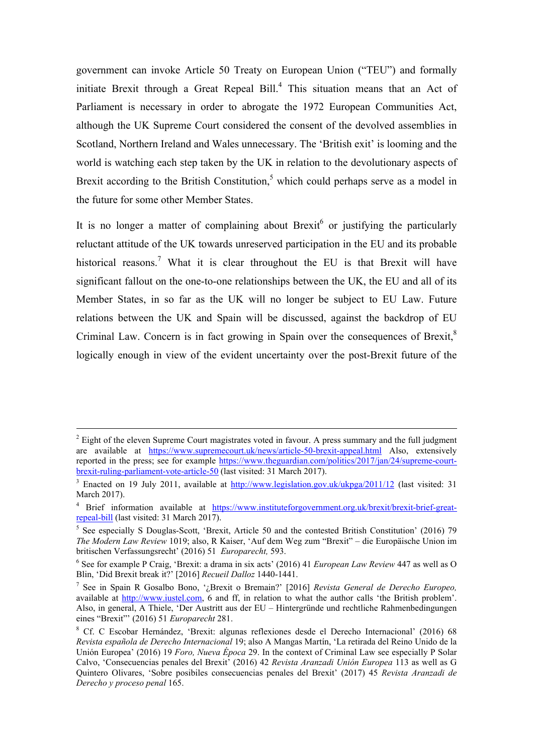government can invoke Article 50 Treaty on European Union ("TEU") and formally initiate Brexit through a Great Repeal Bill.[4] This situation means that an Act of Parliament is necessary in order to abrogate the 1972 European Communities Act, although the UK Supreme Court considered the consent of the devolved assemblies in Scotland, Northern Ireland and Wales unnecessary. The 'British exit' is looming and the world is watching each step taken by the UK in relation to the devolutionary aspects of Brexit according to the British Constitution,[5] which could perhaps serve as a model in the future for some other Member States.

It is no longer a matter of complaining about Brexit[6] or justifying the particularly reluctant attitude of the UK towards unreserved participation in the EU and its probable historical reasons.[7] What it is clear throughout the EU is that Brexit will have significant fallout on the one-to-one relationships between the UK, the EU and all of its Member States, in so far as the UK will no longer be subject to EU Law. Future relations between the UK and Spain will be discussed, against the backdrop of EU Criminal Law. Concern is in fact growing in Spain over the consequences of Brexit,[8] logically enough in view of the evident uncertainty over the post-Brexit future of the

---

[2] Eight of the eleven Supreme Court magistrates voted in favour. A press summary and the full judgment are available at https://www.supremecourt.uk/news/article-50-brexit-appeal.html Also, extensively reported in the press; see for example https://www.theguardian.com/politics/2017/jan/24/supreme-court-brexit-ruling-parliament-vote-article-50 (last visited: 31 March 2017).

[3] Enacted on 19 July 2011, available at http://www.legislation.gov.uk/ukpga/2011/12 (last visited: 31 March 2017).

[4] Brief information available at https://www.instituteforgovernment.org.uk/brexit/brexit-brief-great-repeal-bill (last visited: 31 March 2017).

[5] See especially S Douglas-Scott, 'Brexit, Article 50 and the contested British Constitution' (2016) 79 *The Modern Law Review* 1019; also, R Kaiser, 'Auf dem Weg zum "Brexit" – die Europäische Union im britischen Verfassungsrecht' (2016) 51 *Europarecht,* 593.

[6] See for example P Craig, 'Brexit: a drama in six acts' (2016) 41 *European Law Review* 447 as well as O Blin, 'Did Brexit break it?' [2016] *Recueil Dalloz* 1440-1441.

[7] See in Spain R Gosalbo Bono, '¿Brexit o Bremain?' [2016] *Revista General de Derecho Europeo,* available at http://www.iustel.com, 6 and ff, in relation to what the author calls 'the British problem'. Also, in general, A Thiele, 'Der Austritt aus der EU – Hintergründe und rechtliche Rahmenbedingungen eines "Brexit"' (2016) 51 *Europarecht* 281.

[8] Cf. C Escobar Hernández, 'Brexit: algunas reflexiones desde el Derecho Internacional' (2016) 68 *Revista española de Derecho Internacional* 19; also A Mangas Martín, 'La retirada del Reino Unido de la Unión Europea' (2016) 19 *Foro, Nueva Época* 29. In the context of Criminal Law see especially P Solar Calvo, 'Consecuencias penales del Brexit' (2016) 42 *Revista Aranzadi Unión Europea* 113 as well as G Quintero Olivares, 'Sobre posibiles consecuencias penales del Brexit' (2017) 45 *Revista Aranzadi de Derecho y proceso penal* 165.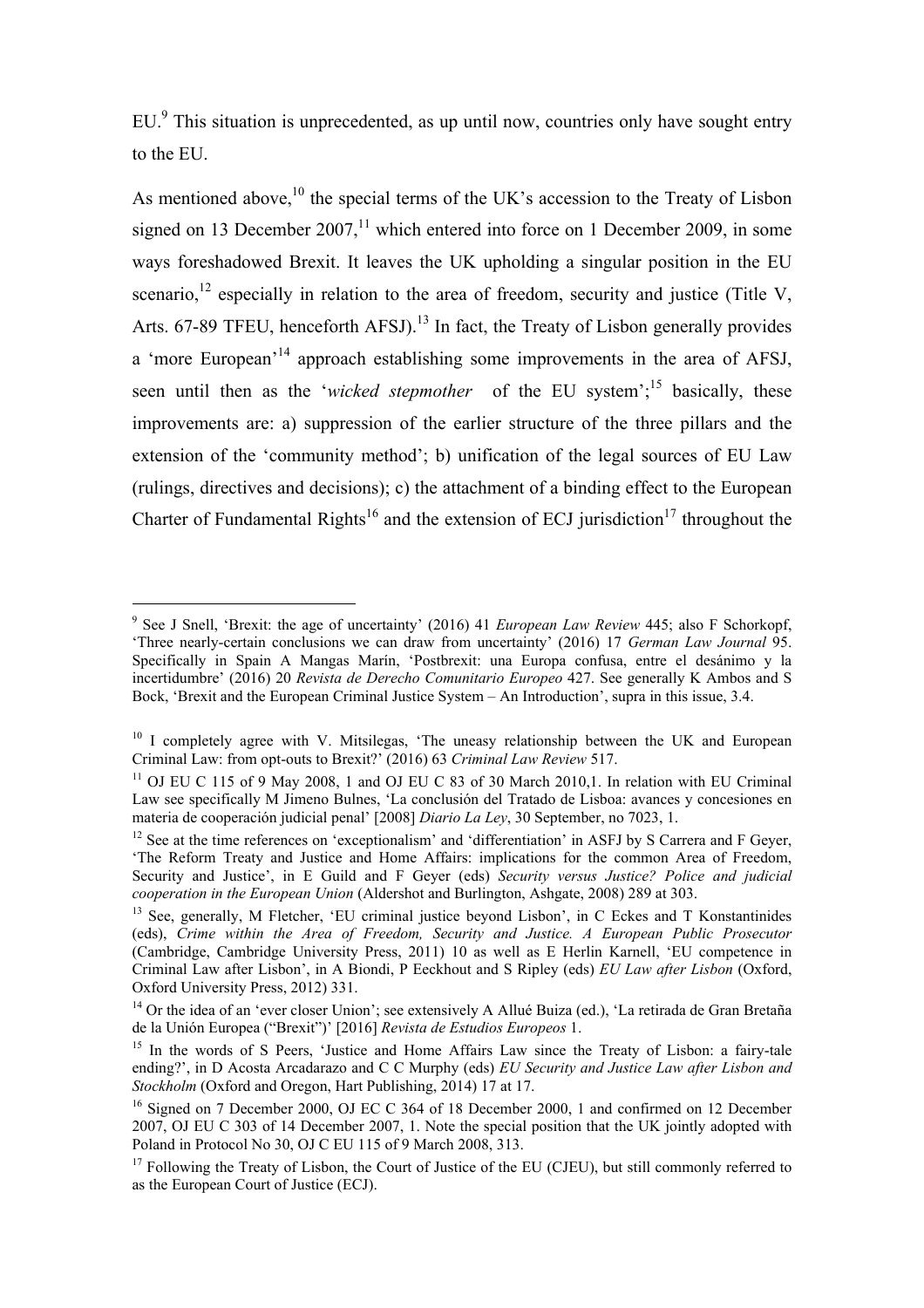EU.[9] This situation is unprecedented, as up until now, countries only have sought entry to the EU.

As mentioned above,[10] the special terms of the UK's accession to the Treaty of Lisbon signed on 13 December 2007,[11] which entered into force on 1 December 2009, in some ways foreshadowed Brexit. It leaves the UK upholding a singular position in the EU scenario,[12] especially in relation to the area of freedom, security and justice (Title V, Arts. 67-89 TFEU, henceforth AFSJ).[13] In fact, the Treaty of Lisbon generally provides a 'more European'[14] approach establishing some improvements in the area of AFSJ, seen until then as the '*wicked stepmother* of the EU system';[15] basically, these improvements are: a) suppression of the earlier structure of the three pillars and the extension of the 'community method'; b) unification of the legal sources of EU Law (rulings, directives and decisions); c) the attachment of a binding effect to the European Charter of Fundamental Rights[16] and the extension of ECJ jurisdiction[17] throughout the

---

[9] See J Snell, 'Brexit: the age of uncertainty' (2016) 41 *European Law Review* 445; also F Schorkopf, 'Three nearly-certain conclusions we can draw from uncertainty' (2016) 17 *German Law Journal* 95. Specifically in Spain A Mangas Marín, 'Postbrexit: una Europa confusa, entre el desánimo y la incertidumbre' (2016) 20 *Revista de Derecho Comunitario Europeo* 427. See generally K Ambos and S Bock, 'Brexit and the European Criminal Justice System – An Introduction', supra in this issue, 3.4.

[10] I completely agree with V. Mitsilegas, 'The uneasy relationship between the UK and European Criminal Law: from opt-outs to Brexit?' (2016) 63 *Criminal Law Review* 517.

[11] OJ EU C 115 of 9 May 2008, 1 and OJ EU C 83 of 30 March 2010,1. In relation with EU Criminal Law see specifically M Jimeno Bulnes, 'La conclusión del Tratado de Lisboa: avances y concesiones en materia de cooperación judicial penal' [2008] *Diario La Ley*, 30 September, no 7023, 1.

[12] See at the time references on 'exceptionalism' and 'differentiation' in ASFJ by S Carrera and F Geyer, 'The Reform Treaty and Justice and Home Affairs: implications for the common Area of Freedom, Security and Justice', in E Guild and F Geyer (eds) *Security versus Justice? Police and judicial cooperation in the European Union* (Aldershot and Burlington, Ashgate, 2008) 289 at 303.

[13] See, generally, M Fletcher, 'EU criminal justice beyond Lisbon', in C Eckes and T Konstantinides (eds), *Crime within the Area of Freedom, Security and Justice. A European Public Prosecutor* (Cambridge, Cambridge University Press, 2011) 10 as well as E Herlin Karnell, 'EU competence in Criminal Law after Lisbon', in A Biondi, P Eeckhout and S Ripley (eds) *EU Law after Lisbon* (Oxford, Oxford University Press, 2012) 331.

[14] Or the idea of an 'ever closer Union'; see extensively A Allué Buiza (ed.), 'La retirada de Gran Bretaña de la Unión Europea ("Brexit")' [2016] *Revista de Estudios Europeos* 1.

[15] In the words of S Peers, 'Justice and Home Affairs Law since the Treaty of Lisbon: a fairy-tale ending?', in D Acosta Arcadarazo and C C Murphy (eds) *EU Security and Justice Law after Lisbon and Stockholm* (Oxford and Oregon, Hart Publishing, 2014) 17 at 17.

[16] Signed on 7 December 2000, OJ EC C 364 of 18 December 2000, 1 and confirmed on 12 December 2007, OJ EU C 303 of 14 December 2007, 1. Note the special position that the UK jointly adopted with Poland in Protocol No 30, OJ C EU 115 of 9 March 2008, 313.

[17] Following the Treaty of Lisbon, the Court of Justice of the EU (CJEU), but still commonly referred to as the European Court of Justice (ECJ).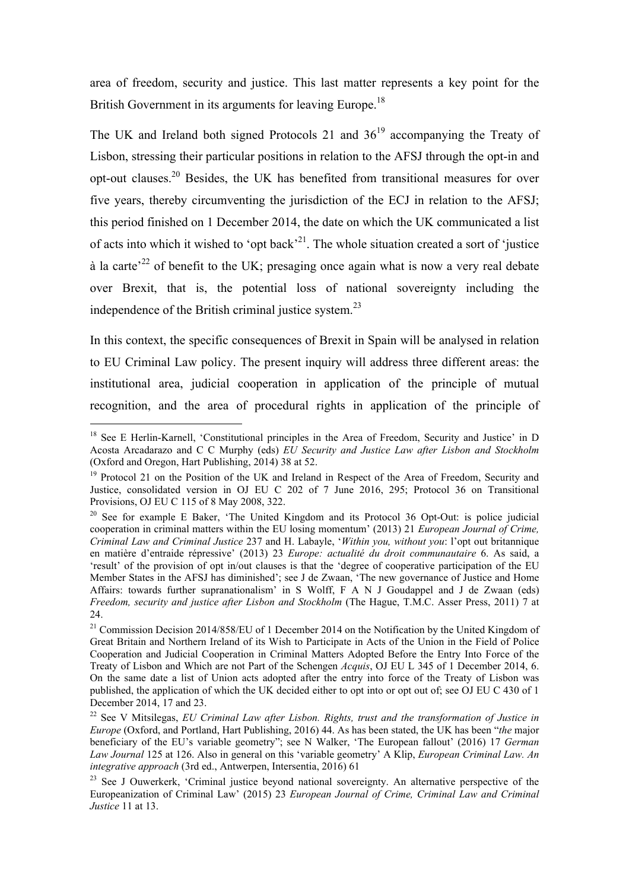area of freedom, security and justice. This last matter represents a key point for the British Government in its arguments for leaving Europe.[18]

The UK and Ireland both signed Protocols 21 and 36[19] accompanying the Treaty of Lisbon, stressing their particular positions in relation to the AFSJ through the opt-in and opt-out clauses.[20] Besides, the UK has benefited from transitional measures for over five years, thereby circumventing the jurisdiction of the ECJ in relation to the AFSJ; this period finished on 1 December 2014, the date on which the UK communicated a list of acts into which it wished to 'opt back'[21]. The whole situation created a sort of 'justice à la carte'[22] of benefit to the UK; presaging once again what is now a very real debate over Brexit, that is, the potential loss of national sovereignty including the independence of the British criminal justice system.[23]

In this context, the specific consequences of Brexit in Spain will be analysed in relation to EU Criminal Law policy. The present inquiry will address three different areas: the institutional area, judicial cooperation in application of the principle of mutual recognition, and the area of procedural rights in application of the principle of

---

[18] See E Herlin-Karnell, 'Constitutional principles in the Area of Freedom, Security and Justice' in D Acosta Arcadarazo and C C Murphy (eds) *EU Security and Justice Law after Lisbon and Stockholm* (Oxford and Oregon, Hart Publishing, 2014) 38 at 52.

[19] Protocol 21 on the Position of the UK and Ireland in Respect of the Area of Freedom, Security and Justice, consolidated version in OJ EU C 202 of 7 June 2016, 295; Protocol 36 on Transitional Provisions, OJ EU C 115 of 8 May 2008, 322.

[20] See for example E Baker, 'The United Kingdom and its Protocol 36 Opt-Out: is police judicial cooperation in criminal matters within the EU losing momentum' (2013) 21 *European Journal of Crime, Criminal Law and Criminal Justice* 237 and H. Labayle, '*Within you, without you*: l'opt out britannique en matière d'entraide répressive' (2013) 23 *Europe: actualité du droit communautaire* 6. As said, a 'result' of the provision of opt in/out clauses is that the 'degree of cooperative participation of the EU Member States in the AFSJ has diminished'; see J de Zwaan, 'The new governance of Justice and Home Affairs: towards further supranationalism' in S Wolff, F A N J Goudappel and J de Zwaan (eds) *Freedom, security and justice after Lisbon and Stockholm* (The Hague, T.M.C. Asser Press, 2011) 7 at 24.

[21] Commission Decision 2014/858/EU of 1 December 2014 on the Notification by the United Kingdom of Great Britain and Northern Ireland of its Wish to Participate in Acts of the Union in the Field of Police Cooperation and Judicial Cooperation in Criminal Matters Adopted Before the Entry Into Force of the Treaty of Lisbon and Which are not Part of the Schengen *Acquis*, OJ EU L 345 of 1 December 2014, 6. On the same date a list of Union acts adopted after the entry into force of the Treaty of Lisbon was published, the application of which the UK decided either to opt into or opt out of; see OJ EU C 430 of 1 December 2014, 17 and 23.

[22] See V Mitsilegas, *EU Criminal Law after Lisbon. Rights, trust and the transformation of Justice in Europe* (Oxford, and Portland, Hart Publishing, 2016) 44. As has been stated, the UK has been "*the* major beneficiary of the EU's variable geometry"; see N Walker, 'The European fallout' (2016) 17 *German Law Journal* 125 at 126. Also in general on this 'variable geometry' A Klip, *European Criminal Law. An integrative approach* (3rd ed., Antwerpen, Intersentia, 2016) 61

[23] See J Ouwerkerk, 'Criminal justice beyond national sovereignty. An alternative perspective of the Europeanization of Criminal Law' (2015) 23 *European Journal of Crime, Criminal Law and Criminal Justice* 11 at 13.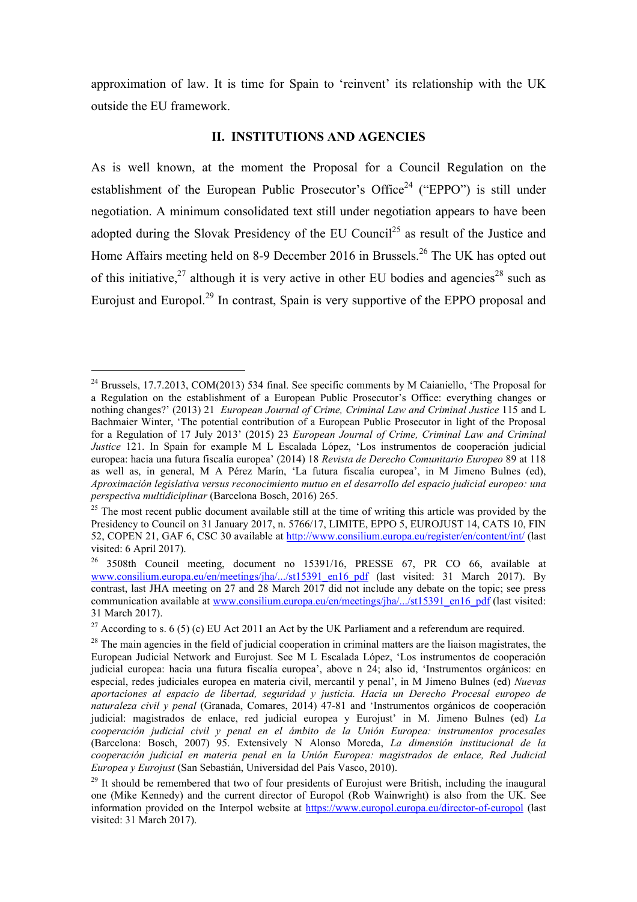approximation of law. It is time for Spain to 'reinvent' its relationship with the UK outside the EU framework.

## II. INSTITUTIONS AND AGENCIES

As is well known, at the moment the Proposal for a Council Regulation on the establishment of the European Public Prosecutor's Office[24] ("EPPO") is still under negotiation. A minimum consolidated text still under negotiation appears to have been adopted during the Slovak Presidency of the EU Council[25] as result of the Justice and Home Affairs meeting held on 8-9 December 2016 in Brussels.[26] The UK has opted out of this initiative,[27] although it is very active in other EU bodies and agencies[28] such as Eurojust and Europol.[29] In contrast, Spain is very supportive of the EPPO proposal and

---

[24] Brussels, 17.7.2013, COM(2013) 534 final. See specific comments by M Caianiello, 'The Proposal for a Regulation on the establishment of a European Public Prosecutor's Office: everything changes or nothing changes?' (2013) 21 *European Journal of Crime, Criminal Law and Criminal Justice* 115 and L Bachmaier Winter, 'The potential contribution of a European Public Prosecutor in light of the Proposal for a Regulation of 17 July 2013' (2015) 23 *European Journal of Crime, Criminal Law and Criminal Justice* 121. In Spain for example M L Escalada López, 'Los instrumentos de cooperación judicial europea: hacia una futura fiscalía europea' (2014) 18 *Revista de Derecho Comunitario Europeo* 89 at 118 as well as, in general, M A Pérez Marín, 'La futura fiscalía europea', in M Jimeno Bulnes (ed), *Aproximación legislativa versus reconocimiento mutuo en el desarrollo del espacio judicial europeo: una perspectiva multidiciplinar* (Barcelona Bosch, 2016) 265.

[25] The most recent public document available still at the time of writing this article was provided by the Presidency to Council on 31 January 2017, n. 5766/17, LIMITE, EPPO 5, EUROJUST 14, CATS 10, FIN 52, COPEN 21, GAF 6, CSC 30 available at http://www.consilium.europa.eu/register/en/content/int/ (last visited: 6 April 2017).

[26] 3508th Council meeting, document no 15391/16, PRESSE 67, PR CO 66, available at www.consilium.europa.eu/en/meetings/jha/.../st15391_en16_pdf (last visited: 31 March 2017). By contrast, last JHA meeting on 27 and 28 March 2017 did not include any debate on the topic; see press communication available at www.consilium.europa.eu/en/meetings/jha/.../st15391_en16_pdf (last visited: 31 March 2017).

[27] According to s. 6 (5) (c) EU Act 2011 an Act by the UK Parliament and a referendum are required.

[28] The main agencies in the field of judicial cooperation in criminal matters are the liaison magistrates, the European Judicial Network and Eurojust. See M L Escalada López, 'Los instrumentos de cooperación judicial europea: hacia una futura fiscalía europea', above n 24; also id, 'Instrumentos orgánicos: en especial, redes judiciales europea en materia civil, mercantil y penal', in M Jimeno Bulnes (ed) *Nuevas aportaciones al espacio de libertad, seguridad y justicia. Hacia un Derecho Procesal europeo de naturaleza civil y penal* (Granada, Comares, 2014) 47-81 and 'Instrumentos orgánicos de cooperación judicial: magistrados de enlace, red judicial europea y Eurojust' in M. Jimeno Bulnes (ed) *La cooperación judicial civil y penal en el ámbito de la Unión Europea: instrumentos procesales* (Barcelona: Bosch, 2007) 95. Extensively N Alonso Moreda, *La dimensión institucional de la cooperación judicial en materia penal en la Unión Europea: magistrados de enlace, Red Judicial Europea y Eurojust* (San Sebastián, Universidad del País Vasco, 2010).

[29] It should be remembered that two of four presidents of Eurojust were British, including the inaugural one (Mike Kennedy) and the current director of Europol (Rob Wainwright) is also from the UK. See information provided on the Interpol website at https://www.europol.europa.eu/director-of-europol (last visited: 31 March 2017).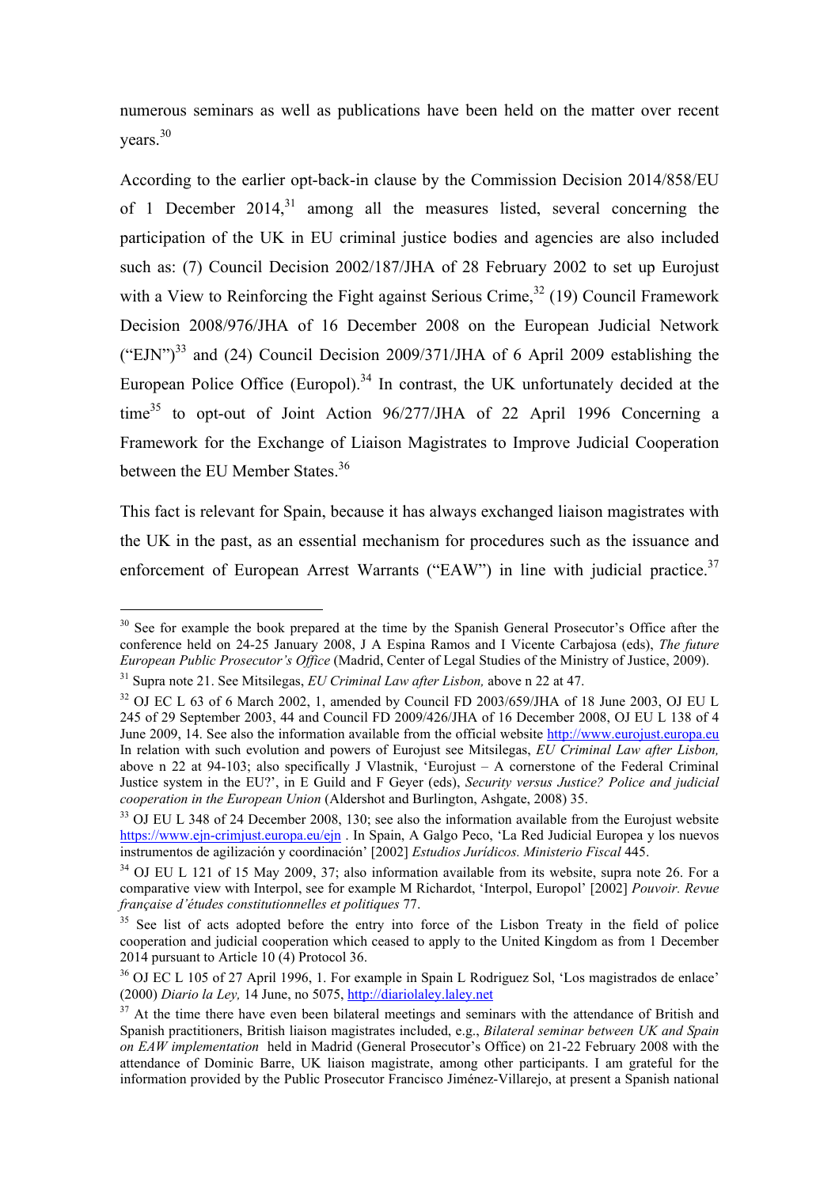numerous seminars as well as publications have been held on the matter over recent years.[30]

According to the earlier opt-back-in clause by the Commission Decision 2014/858/EU of 1 December 2014,[31] among all the measures listed, several concerning the participation of the UK in EU criminal justice bodies and agencies are also included such as: (7) Council Decision 2002/187/JHA of 28 February 2002 to set up Eurojust with a View to Reinforcing the Fight against Serious Crime,[32] (19) Council Framework Decision 2008/976/JHA of 16 December 2008 on the European Judicial Network ("EJN")[33] and (24) Council Decision 2009/371/JHA of 6 April 2009 establishing the European Police Office (Europol).[34] In contrast, the UK unfortunately decided at the time[35] to opt-out of Joint Action 96/277/JHA of 22 April 1996 Concerning a Framework for the Exchange of Liaison Magistrates to Improve Judicial Cooperation between the EU Member States.[36]

This fact is relevant for Spain, because it has always exchanged liaison magistrates with the UK in the past, as an essential mechanism for procedures such as the issuance and enforcement of European Arrest Warrants ("EAW") in line with judicial practice.[37]

---

[30] See for example the book prepared at the time by the Spanish General Prosecutor's Office after the conference held on 24-25 January 2008, J A Espina Ramos and I Vicente Carbajosa (eds), *The future European Public Prosecutor's Office* (Madrid, Center of Legal Studies of the Ministry of Justice, 2009).

[31] Supra note 21. See Mitsilegas, *EU Criminal Law after Lisbon,* above n 22 at 47.

[32] OJ EC L 63 of 6 March 2002, 1, amended by Council FD 2003/659/JHA of 18 June 2003, OJ EU L 245 of 29 September 2003, 44 and Council FD 2009/426/JHA of 16 December 2008, OJ EU L 138 of 4 June 2009, 14. See also the information available from the official website http://www.eurojust.europa.eu In relation with such evolution and powers of Eurojust see Mitsilegas, *EU Criminal Law after Lisbon,* above n 22 at 94-103; also specifically J Vlastnik, 'Eurojust – A cornerstone of the Federal Criminal Justice system in the EU?', in E Guild and F Geyer (eds), *Security versus Justice? Police and judicial cooperation in the European Union* (Aldershot and Burlington, Ashgate, 2008) 35.

[33] OJ EU L 348 of 24 December 2008, 130; see also the information available from the Eurojust website https://www.ejn-crimjust.europa.eu/ejn . In Spain, A Galgo Peco, 'La Red Judicial Europea y los nuevos instrumentos de agilización y coordinación' [2002] *Estudios Jurídicos. Ministerio Fiscal* 445.

[34] OJ EU L 121 of 15 May 2009, 37; also information available from its website, supra note 26. For a comparative view with Interpol, see for example M Richardot, 'Interpol, Europol' [2002] *Pouvoir. Revue française d'études constitutionnelles et politiques* 77.

[35] See list of acts adopted before the entry into force of the Lisbon Treaty in the field of police cooperation and judicial cooperation which ceased to apply to the United Kingdom as from 1 December 2014 pursuant to Article 10 (4) Protocol 36.

[36] OJ EC L 105 of 27 April 1996, 1. For example in Spain L Rodriguez Sol, 'Los magistrados de enlace' (2000) *Diario la Ley,* 14 June, no 5075, http://diariolaley.laley.net

[37] At the time there have even been bilateral meetings and seminars with the attendance of British and Spanish practitioners, British liaison magistrates included, e.g., *Bilateral seminar between UK and Spain on EAW implementation* held in Madrid (General Prosecutor's Office) on 21-22 February 2008 with the attendance of Dominic Barre, UK liaison magistrate, among other participants. I am grateful for the information provided by the Public Prosecutor Francisco Jiménez-Villarejo, at present a Spanish national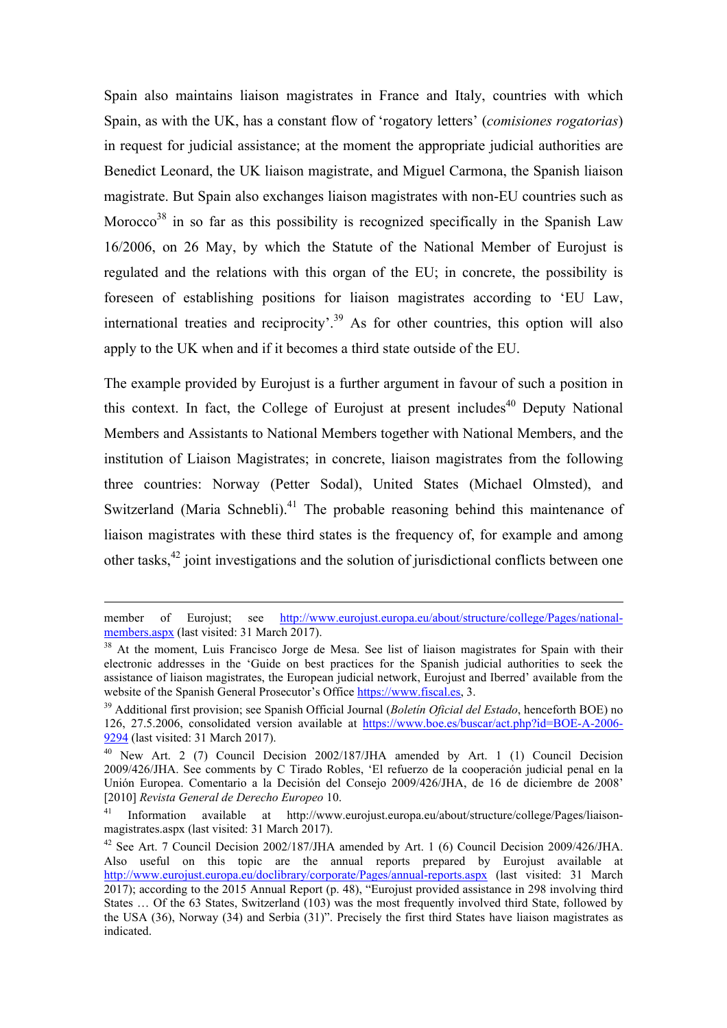Spain also maintains liaison magistrates in France and Italy, countries with which Spain, as with the UK, has a constant flow of 'rogatory letters' (*comisiones rogatorias*) in request for judicial assistance; at the moment the appropriate judicial authorities are Benedict Leonard, the UK liaison magistrate, and Miguel Carmona, the Spanish liaison magistrate. But Spain also exchanges liaison magistrates with non-EU countries such as Morocco[38] in so far as this possibility is recognized specifically in the Spanish Law 16/2006, on 26 May, by which the Statute of the National Member of Eurojust is regulated and the relations with this organ of the EU; in concrete, the possibility is foreseen of establishing positions for liaison magistrates according to 'EU Law, international treaties and reciprocity'.[39] As for other countries, this option will also apply to the UK when and if it becomes a third state outside of the EU.

The example provided by Eurojust is a further argument in favour of such a position in this context. In fact, the College of Eurojust at present includes[40] Deputy National Members and Assistants to National Members together with National Members, and the institution of Liaison Magistrates; in concrete, liaison magistrates from the following three countries: Norway (Petter Sodal), United States (Michael Olmsted), and Switzerland (Maria Schnebli).[41] The probable reasoning behind this maintenance of liaison magistrates with these third states is the frequency of, for example and among other tasks,[42] joint investigations and the solution of jurisdictional conflicts between one

---

member of Eurojust; see http://www.eurojust.europa.eu/about/structure/college/Pages/national-members.aspx (last visited: 31 March 2017).

[38] At the moment, Luis Francisco Jorge de Mesa. See list of liaison magistrates for Spain with their electronic addresses in the 'Guide on best practices for the Spanish judicial authorities to seek the assistance of liaison magistrates, the European judicial network, Eurojust and Iberred' available from the website of the Spanish General Prosecutor's Office https://www.fiscal.es, 3.

[39] Additional first provision; see Spanish Official Journal (*Boletín Oficial del Estado*, henceforth BOE) no 126, 27.5.2006, consolidated version available at https://www.boe.es/buscar/act.php?id=BOE-A-2006-9294 (last visited: 31 March 2017).

[40] New Art. 2 (7) Council Decision 2002/187/JHA amended by Art. 1 (1) Council Decision 2009/426/JHA. See comments by C Tirado Robles, 'El refuerzo de la cooperación judicial penal en la Unión Europea. Comentario a la Decisión del Consejo 2009/426/JHA, de 16 de diciembre de 2008' [2010] *Revista General de Derecho Europeo* 10.

[41] Information available at http://www.eurojust.europa.eu/about/structure/college/Pages/liaison-magistrates.aspx (last visited: 31 March 2017).

[42] See Art. 7 Council Decision 2002/187/JHA amended by Art. 1 (6) Council Decision 2009/426/JHA. Also useful on this topic are the annual reports prepared by Eurojust available at http://www.eurojust.europa.eu/doclibrary/corporate/Pages/annual-reports.aspx (last visited: 31 March 2017); according to the 2015 Annual Report (p. 48), "Eurojust provided assistance in 298 involving third States … Of the 63 States, Switzerland (103) was the most frequently involved third State, followed by the USA (36), Norway (34) and Serbia (31)". Precisely the first third States have liaison magistrates as indicated.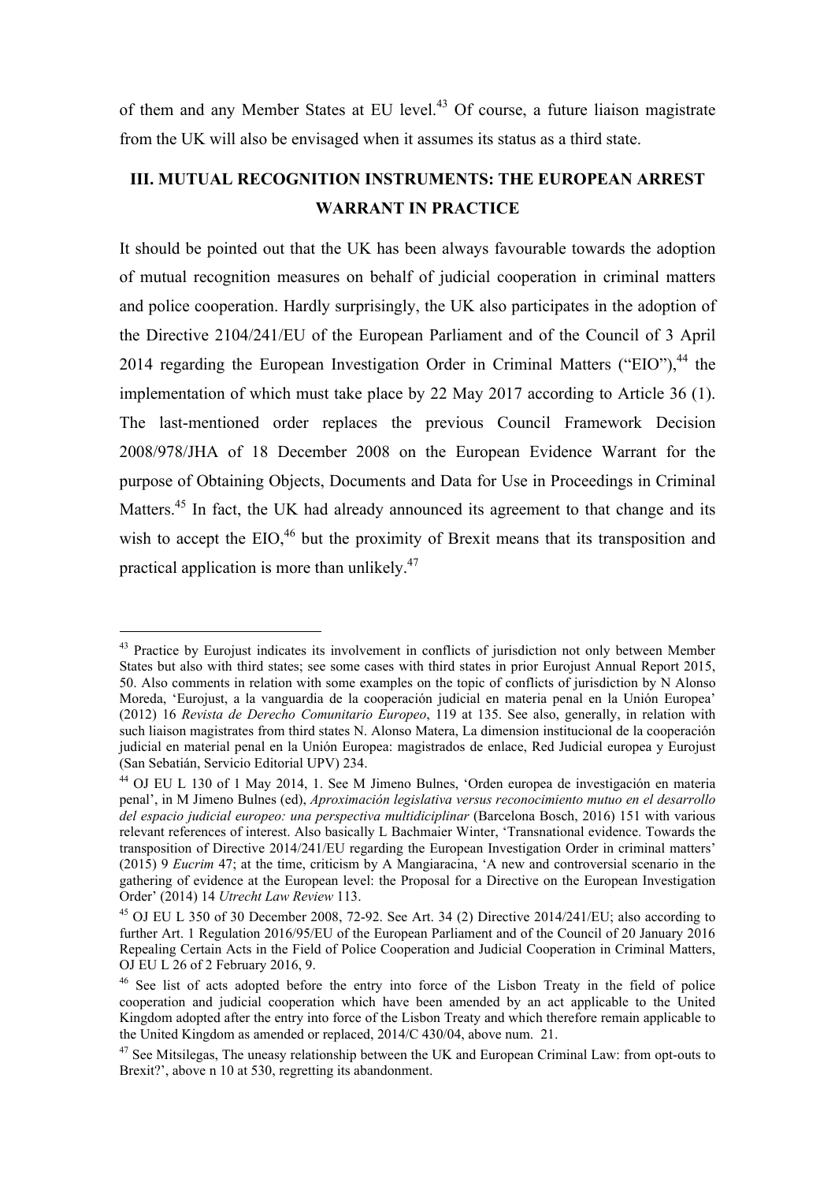of them and any Member States at EU level.[43] Of course, a future liaison magistrate from the UK will also be envisaged when it assumes its status as a third state.

## III. MUTUAL RECOGNITION INSTRUMENTS: THE EUROPEAN ARREST WARRANT IN PRACTICE

It should be pointed out that the UK has been always favourable towards the adoption of mutual recognition measures on behalf of judicial cooperation in criminal matters and police cooperation. Hardly surprisingly, the UK also participates in the adoption of the Directive 2104/241/EU of the European Parliament and of the Council of 3 April 2014 regarding the European Investigation Order in Criminal Matters ("EIO"),[44] the implementation of which must take place by 22 May 2017 according to Article 36 (1). The last-mentioned order replaces the previous Council Framework Decision 2008/978/JHA of 18 December 2008 on the European Evidence Warrant for the purpose of Obtaining Objects, Documents and Data for Use in Proceedings in Criminal Matters.[45] In fact, the UK had already announced its agreement to that change and its wish to accept the EIO,[46] but the proximity of Brexit means that its transposition and practical application is more than unlikely.[47]

---

[43] Practice by Eurojust indicates its involvement in conflicts of jurisdiction not only between Member States but also with third states; see some cases with third states in prior Eurojust Annual Report 2015, 50. Also comments in relation with some examples on the topic of conflicts of jurisdiction by N Alonso Moreda, 'Eurojust, a la vanguardia de la cooperación judicial en materia penal en la Unión Europea' (2012) 16 *Revista de Derecho Comunitario Europeo*, 119 at 135. See also, generally, in relation with such liaison magistrates from third states N. Alonso Matera, La dimension institucional de la cooperación judicial en material penal en la Unión Europea: magistrados de enlace, Red Judicial europea y Eurojust (San Sebatián, Servicio Editorial UPV) 234.

[44] OJ EU L 130 of 1 May 2014, 1. See M Jimeno Bulnes, 'Orden europea de investigación en materia penal', in M Jimeno Bulnes (ed), *Aproximación legislativa versus reconocimiento mutuo en el desarrollo del espacio judicial europeo: una perspectiva multidiciplinar* (Barcelona Bosch, 2016) 151 with various relevant references of interest. Also basically L Bachmaier Winter, 'Transnational evidence. Towards the transposition of Directive 2014/241/EU regarding the European Investigation Order in criminal matters' (2015) 9 *Eucrim* 47; at the time, criticism by A Mangiaracina, 'A new and controversial scenario in the gathering of evidence at the European level: the Proposal for a Directive on the European Investigation Order' (2014) 14 *Utrecht Law Review* 113.

[45] OJ EU L 350 of 30 December 2008, 72-92. See Art. 34 (2) Directive 2014/241/EU; also according to further Art. 1 Regulation 2016/95/EU of the European Parliament and of the Council of 20 January 2016 Repealing Certain Acts in the Field of Police Cooperation and Judicial Cooperation in Criminal Matters, OJ EU L 26 of 2 February 2016, 9.

[46] See list of acts adopted before the entry into force of the Lisbon Treaty in the field of police cooperation and judicial cooperation which have been amended by an act applicable to the United Kingdom adopted after the entry into force of the Lisbon Treaty and which therefore remain applicable to the United Kingdom as amended or replaced, 2014/C 430/04, above num. 21.

[47] See Mitsilegas, The uneasy relationship between the UK and European Criminal Law: from opt-outs to Brexit?', above n 10 at 530, regretting its abandonment.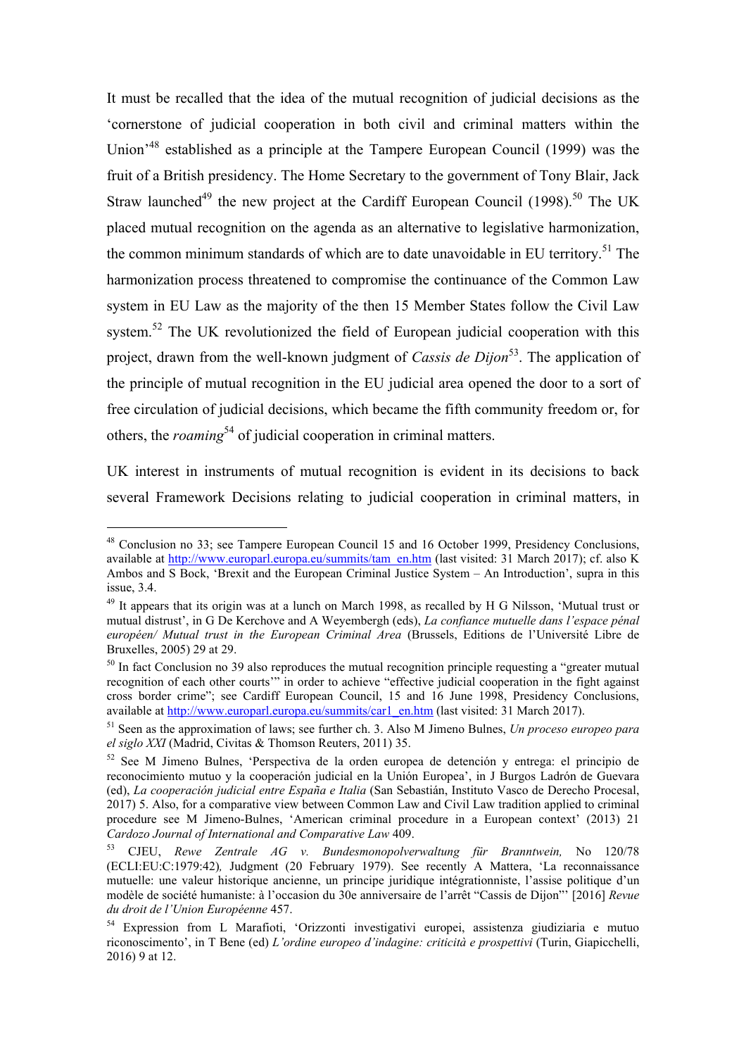It must be recalled that the idea of the mutual recognition of judicial decisions as the 'cornerstone of judicial cooperation in both civil and criminal matters within the Union'[48] established as a principle at the Tampere European Council (1999) was the fruit of a British presidency. The Home Secretary to the government of Tony Blair, Jack Straw launched[49] the new project at the Cardiff European Council (1998).[50] The UK placed mutual recognition on the agenda as an alternative to legislative harmonization, the common minimum standards of which are to date unavoidable in EU territory.[51] The harmonization process threatened to compromise the continuance of the Common Law system in EU Law as the majority of the then 15 Member States follow the Civil Law system.[52] The UK revolutionized the field of European judicial cooperation with this project, drawn from the well-known judgment of *Cassis de Dijon*[53]. The application of the principle of mutual recognition in the EU judicial area opened the door to a sort of free circulation of judicial decisions, which became the fifth community freedom or, for others, the *roaming*[54] of judicial cooperation in criminal matters.

UK interest in instruments of mutual recognition is evident in its decisions to back several Framework Decisions relating to judicial cooperation in criminal matters, in

---

[48] Conclusion no 33; see Tampere European Council 15 and 16 October 1999, Presidency Conclusions, available at http://www.europarl.europa.eu/summits/tam_en.htm (last visited: 31 March 2017); cf. also K Ambos and S Bock, 'Brexit and the European Criminal Justice System – An Introduction', supra in this issue, 3.4.

[49] It appears that its origin was at a lunch on March 1998, as recalled by H G Nilsson, 'Mutual trust or mutual distrust', in G De Kerchove and A Weyembergh (eds), *La confiance mutuelle dans l'espace pénal européen/ Mutual trust in the European Criminal Area* (Brussels, Editions de l'Université Libre de Bruxelles, 2005) 29 at 29.

[50] In fact Conclusion no 39 also reproduces the mutual recognition principle requesting a "greater mutual recognition of each other courts'" in order to achieve "effective judicial cooperation in the fight against cross border crime"; see Cardiff European Council, 15 and 16 June 1998, Presidency Conclusions, available at http://www.europarl.europa.eu/summits/car1_en.htm (last visited: 31 March 2017).

[51] Seen as the approximation of laws; see further ch. 3. Also M Jimeno Bulnes, *Un proceso europeo para el siglo XXI* (Madrid, Civitas & Thomson Reuters, 2011) 35.

[52] See M Jimeno Bulnes, 'Perspectiva de la orden europea de detención y entrega: el principio de reconocimiento mutuo y la cooperación judicial en la Unión Europea', in J Burgos Ladrón de Guevara (ed), *La cooperación judicial entre España e Italia* (San Sebastián, Instituto Vasco de Derecho Procesal, 2017) 5. Also, for a comparative view between Common Law and Civil Law tradition applied to criminal procedure see M Jimeno-Bulnes, 'American criminal procedure in a European context' (2013) 21 *Cardozo Journal of International and Comparative Law* 409.

[53] CJEU, *Rewe Zentrale AG v. Bundesmonopolverwaltung für Branntwein,* No 120/78 (ECLI:EU:C:1979:42)*,* Judgment (20 February 1979). See recently A Mattera, 'La reconnaissance mutuelle: une valeur historique ancienne, un principe juridique intégrationniste, l'assise politique d'un modèle de société humaniste: à l'occasion du 30e anniversaire de l'arrêt "Cassis de Dijon"' [2016] *Revue du droit de l'Union Européenne* 457.

[54] Expression from L Marafioti, 'Orizzonti investigativi europei, assistenza giudiziaria e mutuo riconoscimento', in T Bene (ed) *L'ordine europeo d'indagine: criticità e prospettivi* (Turin, Giapicchelli, 2016) 9 at 12.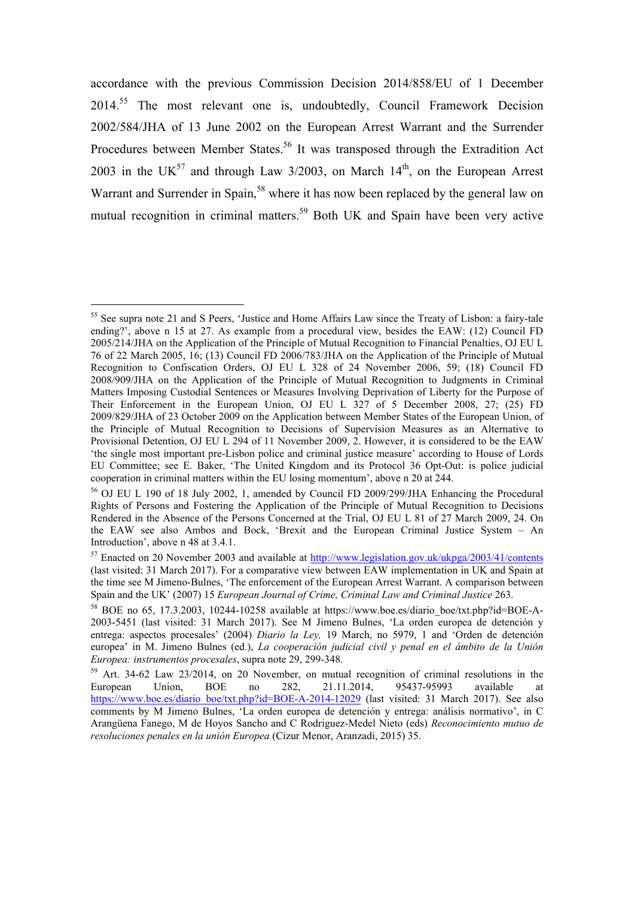accordance with the previous Commission Decision 2014/858/EU of 1 December 2014.[55] The most relevant one is, undoubtedly, Council Framework Decision 2002/584/JHA of 13 June 2002 on the European Arrest Warrant and the Surrender Procedures between Member States.[56] It was transposed through the Extradition Act 2003 in the UK[57] and through Law 3/2003, on March 14th, on the European Arrest Warrant and Surrender in Spain,[58] where it has now been replaced by the general law on mutual recognition in criminal matters.[59] Both UK and Spain have been very active

---

[55] See supra note 21 and S Peers, 'Justice and Home Affairs Law since the Treaty of Lisbon: a fairy-tale ending?', above n 15 at 27. As example from a procedural view, besides the EAW: (12) Council FD 2005/214/JHA on the Application of the Principle of Mutual Recognition to Financial Penalties, OJ EU L 76 of 22 March 2005, 16; (13) Council FD 2006/783/JHA on the Application of the Principle of Mutual Recognition to Confiscation Orders, OJ EU L 328 of 24 November 2006, 59; (18) Council FD 2008/909/JHA on the Application of the Principle of Mutual Recognition to Judgments in Criminal Matters Imposing Custodial Sentences or Measures Involving Deprivation of Liberty for the Purpose of Their Enforcement in the European Union, OJ EU L 327 of 5 December 2008, 27; (25) FD 2009/829/JHA of 23 October 2009 on the Application between Member States of the European Union, of the Principle of Mutual Recognition to Decisions of Supervision Measures as an Alternative to Provisional Detention, OJ EU L 294 of 11 November 2009, 2. However, it is considered to be the EAW 'the single most important pre-Lisbon police and criminal justice measure' according to House of Lords EU Committee; see E. Baker, 'The United Kingdom and its Protocol 36 Opt-Out: is police judicial cooperation in criminal matters within the EU losing momentum', above n 20 at 244.

[56] OJ EU L 190 of 18 July 2002, 1, amended by Council FD 2009/299/JHA Enhancing the Procedural Rights of Persons and Fostering the Application of the Principle of Mutual Recognition to Decisions Rendered in the Absence of the Persons Concerned at the Trial, OJ EU L 81 of 27 March 2009, 24. On the EAW see also Ambos and Bock, 'Brexit and the European Criminal Justice System – An Introduction', above n 48 at 3.4.1.

[57] Enacted on 20 November 2003 and available at http://www.legislation.gov.uk/ukpga/2003/41/contents (last visited: 31 March 2017). For a comparative view between EAW implementation in UK and Spain at the time see M Jimeno-Bulnes, 'The enforcement of the European Arrest Warrant. A comparison between Spain and the UK' (2007) 15 *European Journal of Crime, Criminal Law and Criminal Justice* 263.

[58] BOE no 65, 17.3.2003, 10244-10258 available at https://www.boe.es/diario_boe/txt.php?id=BOE-A-2003-5451 (last visited: 31 March 2017). See M Jimeno Bulnes, 'La orden europea de detención y entrega: aspectos procesales' (2004) *Diario la Ley,* 19 March, no 5979, 1 and 'Orden de detención europea' in M. Jimeno Bulnes (ed.), *La cooperación judicial civil y penal en el ámbito de la Unión Europea: instrumentos procesales*, supra note 29, 299-348.

[59] Art. 34-62 Law 23/2014, on 20 November, on mutual recognition of criminal resolutions in the European Union, BOE no 282, 21.11.2014, 95437-95993 available at https://www.boe.es/diario_boe/txt.php?id=BOE-A-2014-12029 (last visited: 31 March 2017). See also comments by M Jimeno Bulnes, 'La orden europea de detención y entrega: análisis normativo', in C Arangüena Fanego, M de Hoyos Sancho and C Rodriguez-Medel Nieto (eds) *Reconocimiento mutuo de resoluciones penales en la unión Europea* (Cizur Menor, Aranzadi, 2015) 35.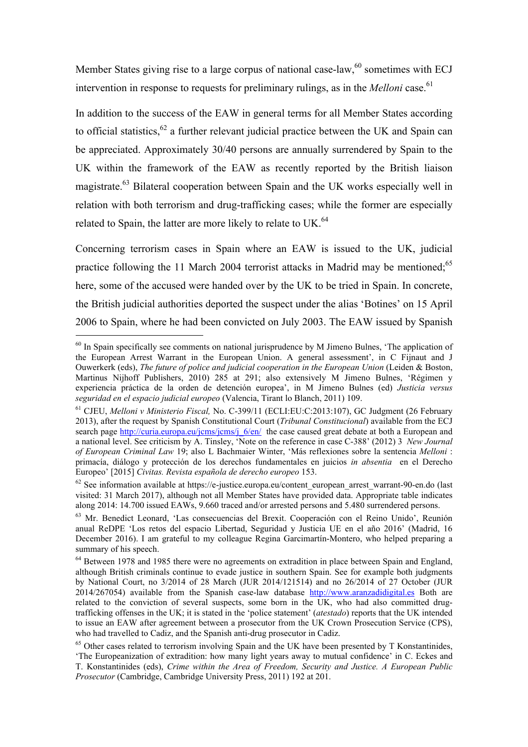Member States giving rise to a large corpus of national case-law,[60] sometimes with ECJ intervention in response to requests for preliminary rulings, as in the *Melloni* case.[61]

In addition to the success of the EAW in general terms for all Member States according to official statistics,[62] a further relevant judicial practice between the UK and Spain can be appreciated. Approximately 30/40 persons are annually surrendered by Spain to the UK within the framework of the EAW as recently reported by the British liaison magistrate.[63] Bilateral cooperation between Spain and the UK works especially well in relation with both terrorism and drug-trafficking cases; while the former are especially related to Spain, the latter are more likely to relate to UK.[64]

Concerning terrorism cases in Spain where an EAW is issued to the UK, judicial practice following the 11 March 2004 terrorist attacks in Madrid may be mentioned;[65] here, some of the accused were handed over by the UK to be tried in Spain. In concrete, the British judicial authorities deported the suspect under the alias 'Botines' on 15 April 2006 to Spain, where he had been convicted on July 2003. The EAW issued by Spanish

---

[60] In Spain specifically see comments on national jurisprudence by M Jimeno Bulnes, 'The application of the European Arrest Warrant in the European Union. A general assessment', in C Fijnaut and J Ouwerkerk (eds), *The future of police and judicial cooperation in the European Union* (Leiden & Boston, Martinus Nijhoff Publishers, 2010) 285 at 291; also extensively M Jimeno Bulnes, 'Régimen y experiencia práctica de la orden de detención europea', in M Jimeno Bulnes (ed) *Justicia versus seguridad en el espacio judicial europeo* (Valencia, Tirant lo Blanch, 2011) 109.

[61] CJEU, *Melloni v Ministerio Fiscal,* No. C-399/11 (ECLI:EU:C:2013:107), GC Judgment (26 February 2013), after the request by Spanish Constitutional Court (*Tribunal Constitucional*) available from the ECJ search page http://curia.europa.eu/jcms/jcms/j_6/en/ the case caused great debate at both a European and a national level. See criticism by A. Tinsley, 'Note on the reference in case C-388' (2012) 3 *New Journal of European Criminal Law* 19; also L Bachmaier Winter, 'Más reflexiones sobre la sentencia *Melloni* : primacía, diálogo y protección de los derechos fundamentales en juicios *in absentia* en el Derecho Europeo' [2015] *Civitas. Revista española de derecho europeo* 153.

[62] See information available at https://e-justice.europa.eu/content_european_arrest_warrant-90-en.do (last visited: 31 March 2017), although not all Member States have provided data. Appropriate table indicates along 2014: 14.700 issued EAWs, 9.660 traced and/or arrested persons and 5.480 surrendered persons.

[63] Mr. Benedict Leonard, 'Las consecuencias del Brexit. Cooperación con el Reino Unido', Reunión anual ReDPE 'Los retos del espacio Libertad, Seguridad y Justicia UE en el año 2016' (Madrid, 16 December 2016). I am grateful to my colleague Regina Garcimartín-Montero, who helped preparing a summary of his speech.

[64] Between 1978 and 1985 there were no agreements on extradition in place between Spain and England, although British criminals continue to evade justice in southern Spain. See for example both judgments by National Court, no 3/2014 of 28 March (JUR 2014/121514) and no 26/2014 of 27 October (JUR 2014/267054) available from the Spanish case-law database http://www.aranzadidigital.es Both are related to the conviction of several suspects, some born in the UK, who had also committed drug-trafficking offenses in the UK; it is stated in the 'police statement' (*atestado*) reports that the UK intended to issue an EAW after agreement between a prosecutor from the UK Crown Prosecution Service (CPS), who had travelled to Cadiz, and the Spanish anti-drug prosecutor in Cadiz.

[65] Other cases related to terrorism involving Spain and the UK have been presented by T Konstantinides, 'The Europeanization of extradition: how many light years away to mutual confidence' in C. Eckes and T. Konstantinides (eds), *Crime within the Area of Freedom, Security and Justice. A European Public Prosecutor* (Cambridge, Cambridge University Press, 2011) 192 at 201.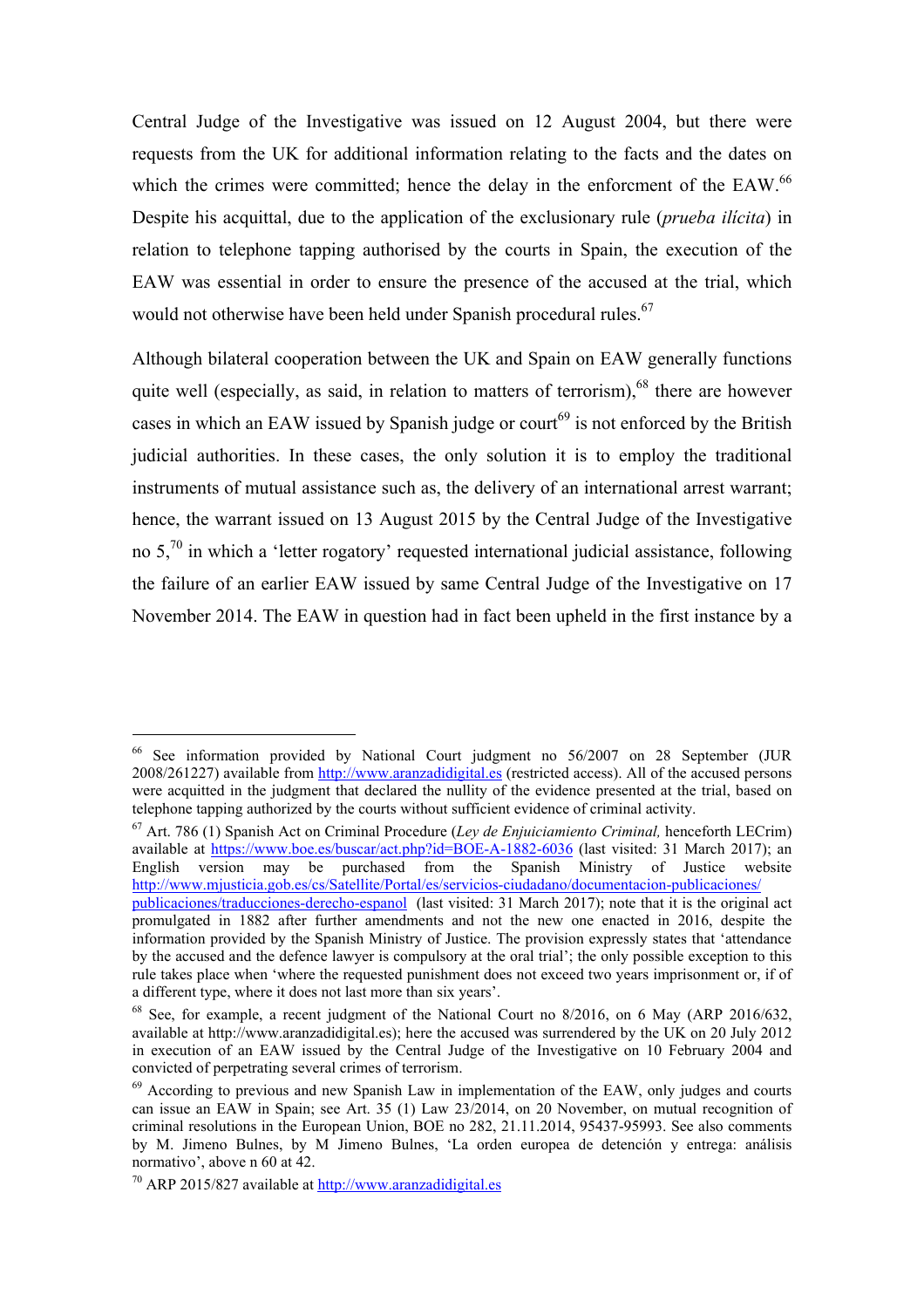Central Judge of the Investigative was issued on 12 August 2004, but there were requests from the UK for additional information relating to the facts and the dates on which the crimes were committed; hence the delay in the enforcment of the EAW.[66] Despite his acquittal, due to the application of the exclusionary rule (*prueba ilícita*) in relation to telephone tapping authorised by the courts in Spain, the execution of the EAW was essential in order to ensure the presence of the accused at the trial, which would not otherwise have been held under Spanish procedural rules.[67]

Although bilateral cooperation between the UK and Spain on EAW generally functions quite well (especially, as said, in relation to matters of terrorism),[68] there are however cases in which an EAW issued by Spanish judge or court[69] is not enforced by the British judicial authorities. In these cases, the only solution it is to employ the traditional instruments of mutual assistance such as, the delivery of an international arrest warrant; hence, the warrant issued on 13 August 2015 by the Central Judge of the Investigative no 5,[70] in which a 'letter rogatory' requested international judicial assistance, following the failure of an earlier EAW issued by same Central Judge of the Investigative on 17 November 2014. The EAW in question had in fact been upheld in the first instance by a

---

[66] See information provided by National Court judgment no 56/2007 on 28 September (JUR 2008/261227) available from http://www.aranzadidigital.es (restricted access). All of the accused persons were acquitted in the judgment that declared the nullity of the evidence presented at the trial, based on telephone tapping authorized by the courts without sufficient evidence of criminal activity.

[67] Art. 786 (1) Spanish Act on Criminal Procedure (*Ley de Enjuiciamiento Criminal,* henceforth LECrim) available at https://www.boe.es/buscar/act.php?id=BOE-A-1882-6036 (last visited: 31 March 2017); an English version may be purchased from the Spanish Ministry of Justice website http://www.mjusticia.gob.es/cs/Satellite/Portal/es/servicios-ciudadano/documentacion-publicaciones/publicaciones/traducciones-derecho-espanol (last visited: 31 March 2017); note that it is the original act promulgated in 1882 after further amendments and not the new one enacted in 2016, despite the information provided by the Spanish Ministry of Justice. The provision expressly states that 'attendance by the accused and the defence lawyer is compulsory at the oral trial'; the only possible exception to this rule takes place when 'where the requested punishment does not exceed two years imprisonment or, if of a different type, where it does not last more than six years'.

[68] See, for example, a recent judgment of the National Court no 8/2016, on 6 May (ARP 2016/632, available at http://www.aranzadidigital.es); here the accused was surrendered by the UK on 20 July 2012 in execution of an EAW issued by the Central Judge of the Investigative on 10 February 2004 and convicted of perpetrating several crimes of terrorism.

[69] According to previous and new Spanish Law in implementation of the EAW, only judges and courts can issue an EAW in Spain; see Art. 35 (1) Law 23/2014, on 20 November, on mutual recognition of criminal resolutions in the European Union, BOE no 282, 21.11.2014, 95437-95993. See also comments by M. Jimeno Bulnes, by M Jimeno Bulnes, 'La orden europea de detención y entrega: análisis normativo', above n 60 at 42.

[70] ARP 2015/827 available at http://www.aranzadidigital.es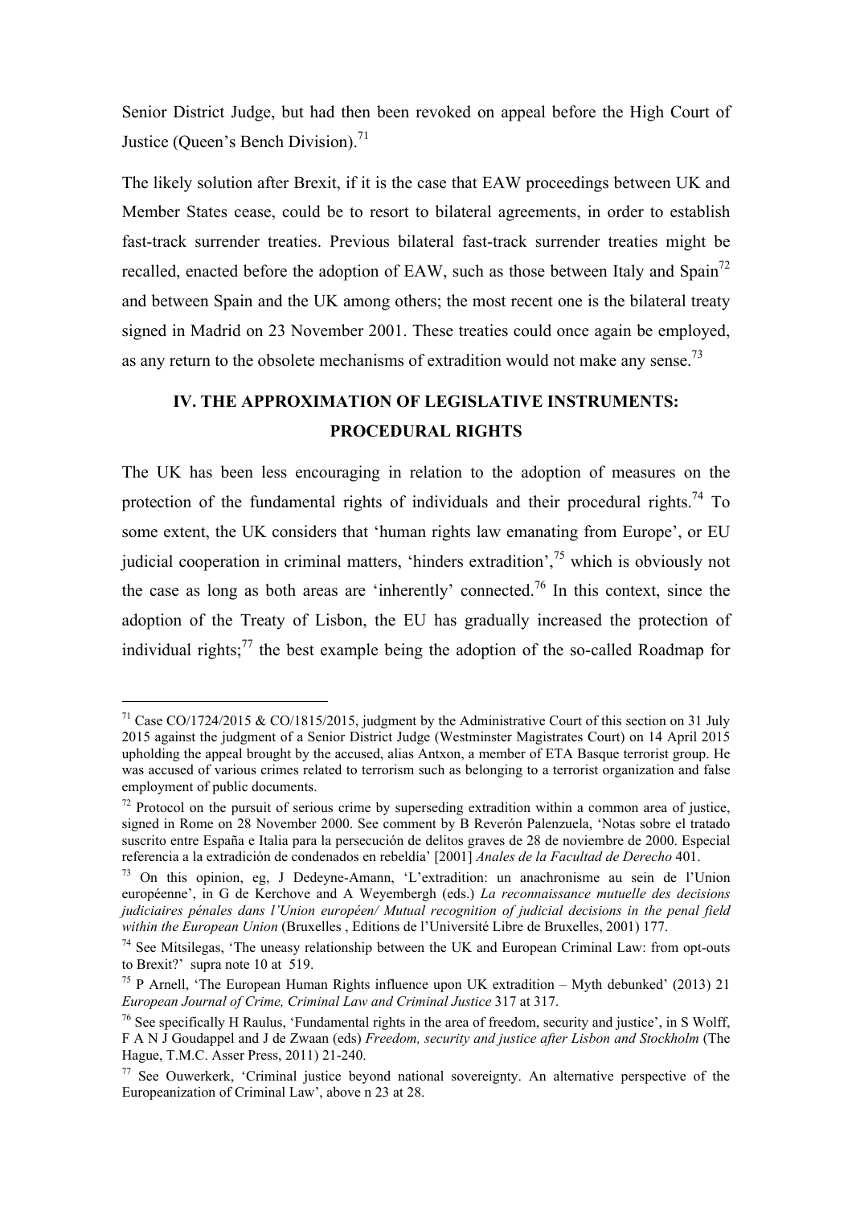Senior District Judge, but had then been revoked on appeal before the High Court of Justice (Queen's Bench Division).[71]

The likely solution after Brexit, if it is the case that EAW proceedings between UK and Member States cease, could be to resort to bilateral agreements, in order to establish fast-track surrender treaties. Previous bilateral fast-track surrender treaties might be recalled, enacted before the adoption of EAW, such as those between Italy and Spain[72] and between Spain and the UK among others; the most recent one is the bilateral treaty signed in Madrid on 23 November 2001. These treaties could once again be employed, as any return to the obsolete mechanisms of extradition would not make any sense.[73]

## IV. THE APPROXIMATION OF LEGISLATIVE INSTRUMENTS: PROCEDURAL RIGHTS

The UK has been less encouraging in relation to the adoption of measures on the protection of the fundamental rights of individuals and their procedural rights.[74] To some extent, the UK considers that 'human rights law emanating from Europe', or EU judicial cooperation in criminal matters, 'hinders extradition',[75] which is obviously not the case as long as both areas are 'inherently' connected.[76] In this context, since the adoption of the Treaty of Lisbon, the EU has gradually increased the protection of individual rights;[77] the best example being the adoption of the so-called Roadmap for

---

[71] Case CO/1724/2015 & CO/1815/2015, judgment by the Administrative Court of this section on 31 July 2015 against the judgment of a Senior District Judge (Westminster Magistrates Court) on 14 April 2015 upholding the appeal brought by the accused, alias Antxon, a member of ETA Basque terrorist group. He was accused of various crimes related to terrorism such as belonging to a terrorist organization and false employment of public documents.

[72] Protocol on the pursuit of serious crime by superseding extradition within a common area of justice, signed in Rome on 28 November 2000. See comment by B Reverón Palenzuela, 'Notas sobre el tratado suscrito entre España e Italia para la persecución de delitos graves de 28 de noviembre de 2000. Especial referencia a la extradición de condenados en rebeldía' [2001] *Anales de la Facultad de Derecho* 401.

[73] On this opinion, eg, J Dedeyne-Amann, 'L'extradition: un anachronisme au sein de l'Union européenne', in G de Kerchove and A Weyembergh (eds.) *La reconnaissance mutuelle des decisions judiciaires pénales dans l'Union européen/ Mutual recognition of judicial decisions in the penal field within the European Union* (Bruxelles , Editions de l'Université Libre de Bruxelles, 2001) 177.

[74] See Mitsilegas, 'The uneasy relationship between the UK and European Criminal Law: from opt-outs to Brexit?' supra note 10 at 519.

[75] P Arnell, 'The European Human Rights influence upon UK extradition – Myth debunked' (2013) 21 *European Journal of Crime, Criminal Law and Criminal Justice* 317 at 317.

[76] See specifically H Raulus, 'Fundamental rights in the area of freedom, security and justice', in S Wolff, F A N J Goudappel and J de Zwaan (eds) *Freedom, security and justice after Lisbon and Stockholm* (The Hague, T.M.C. Asser Press, 2011) 21-240.

[77] See Ouwerkerk, 'Criminal justice beyond national sovereignty. An alternative perspective of the Europeanization of Criminal Law', above n 23 at 28.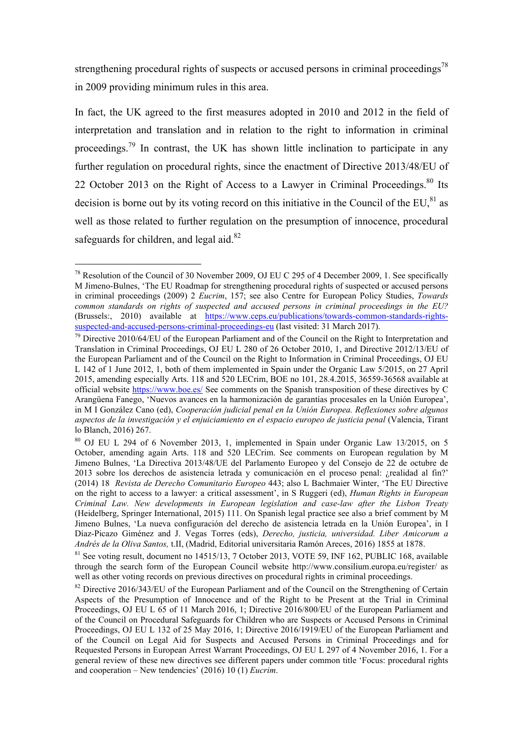strengthening procedural rights of suspects or accused persons in criminal proceedings[78] in 2009 providing minimum rules in this area.

In fact, the UK agreed to the first measures adopted in 2010 and 2012 in the field of interpretation and translation and in relation to the right to information in criminal proceedings.[79] In contrast, the UK has shown little inclination to participate in any further regulation on procedural rights, since the enactment of Directive 2013/48/EU of 22 October 2013 on the Right of Access to a Lawyer in Criminal Proceedings.[80] Its decision is borne out by its voting record on this initiative in the Council of the EU,[81] as well as those related to further regulation on the presumption of innocence, procedural safeguards for children, and legal aid.[82]

---

[78] Resolution of the Council of 30 November 2009, OJ EU C 295 of 4 December 2009, 1. See specifically M Jimeno-Bulnes, 'The EU Roadmap for strengthening procedural rights of suspected or accused persons in criminal proceedings (2009) 2 *Eucrim*, 157; see also Centre for European Policy Studies, *Towards common standards on rights of suspected and accused persons in criminal proceedings in the EU?* (Brussels:, 2010) available at https://www.ceps.eu/publications/towards-common-standards-rights-suspected-and-accused-persons-criminal-proceedings-eu (last visited: 31 March 2017).

[79] Directive 2010/64/EU of the European Parliament and of the Council on the Right to Interpretation and Translation in Criminal Proceedings, OJ EU L 280 of 26 October 2010, 1, and Directive 2012/13/EU of the European Parliament and of the Council on the Right to Information in Criminal Proceedings, OJ EU L 142 of 1 June 2012, 1, both of them implemented in Spain under the Organic Law 5/2015, on 27 April 2015, amending especially Arts. 118 and 520 LECrim, BOE no 101, 28.4.2015, 36559-36568 available at official website https://www.boe.es/ See comments on the Spanish transposition of these directives by C Arangüena Fanego, 'Nuevos avances en la harmonización de garantías procesales en la Unión Europea', in M I González Cano (ed), *Cooperación judicial penal en la Unión Europea. Reflexiones sobre algunos aspectos de la investigación y el enjuiciamiento en el espacio europeo de justicia penal* (Valencia, Tirant lo Blanch, 2016) 267.

[80] OJ EU L 294 of 6 November 2013, 1, implemented in Spain under Organic Law 13/2015, on 5 October, amending again Arts. 118 and 520 LECrim. See comments on European regulation by M Jimeno Bulnes, 'La Directiva 2013/48/UE del Parlamento Europeo y del Consejo de 22 de octubre de 2013 sobre los derechos de asistencia letrada y comunicación en el proceso penal: ¿realidad al fin?' (2014) 18 *Revista de Derecho Comunitario Europeo* 443; also L Bachmaier Winter, 'The EU Directive on the right to access to a lawyer: a critical assessment', in S Ruggeri (ed), *Human Rights in European Criminal Law. New developments in European legislation and case-law after the Lisbon Treaty* (Heidelberg, Springer International, 2015) 111. On Spanish legal practice see also a brief comment by M Jimeno Bulnes, 'La nueva configuración del derecho de asistencia letrada en la Unión Europea', in I Díaz-Picazo Giménez and J. Vegas Torres (eds), *Derecho, justicia, universidad. Liber Amicorum a Andrés de la Oliva Santos,* t.II, (Madrid, Editorial universitaria Ramón Areces, 2016) 1855 at 1878.

[81] See voting result, document no 14515/13, 7 October 2013, VOTE 59, INF 162, PUBLIC 168, available through the search form of the European Council website http://www.consilium.europa.eu/register/ as well as other voting records on previous directives on procedural rights in criminal proceedings.

[82] Directive 2016/343/EU of the European Parliament and of the Council on the Strengthening of Certain Aspects of the Presumption of Innocence and of the Right to be Present at the Trial in Criminal Proceedings, OJ EU L 65 of 11 March 2016, 1; Directive 2016/800/EU of the European Parliament and of the Council on Procedural Safeguards for Children who are Suspects or Accused Persons in Criminal Proceedings, OJ EU L 132 of 25 May 2016, 1; Directive 2016/1919/EU of the European Parliament and of the Council on Legal Aid for Suspects and Accused Persons in Criminal Proceedings and for Requested Persons in European Arrest Warrant Proceedings, OJ EU L 297 of 4 November 2016, 1. For a general review of these new directives see different papers under common title 'Focus: procedural rights and cooperation – New tendencies' (2016) 10 (1) *Eucrim*.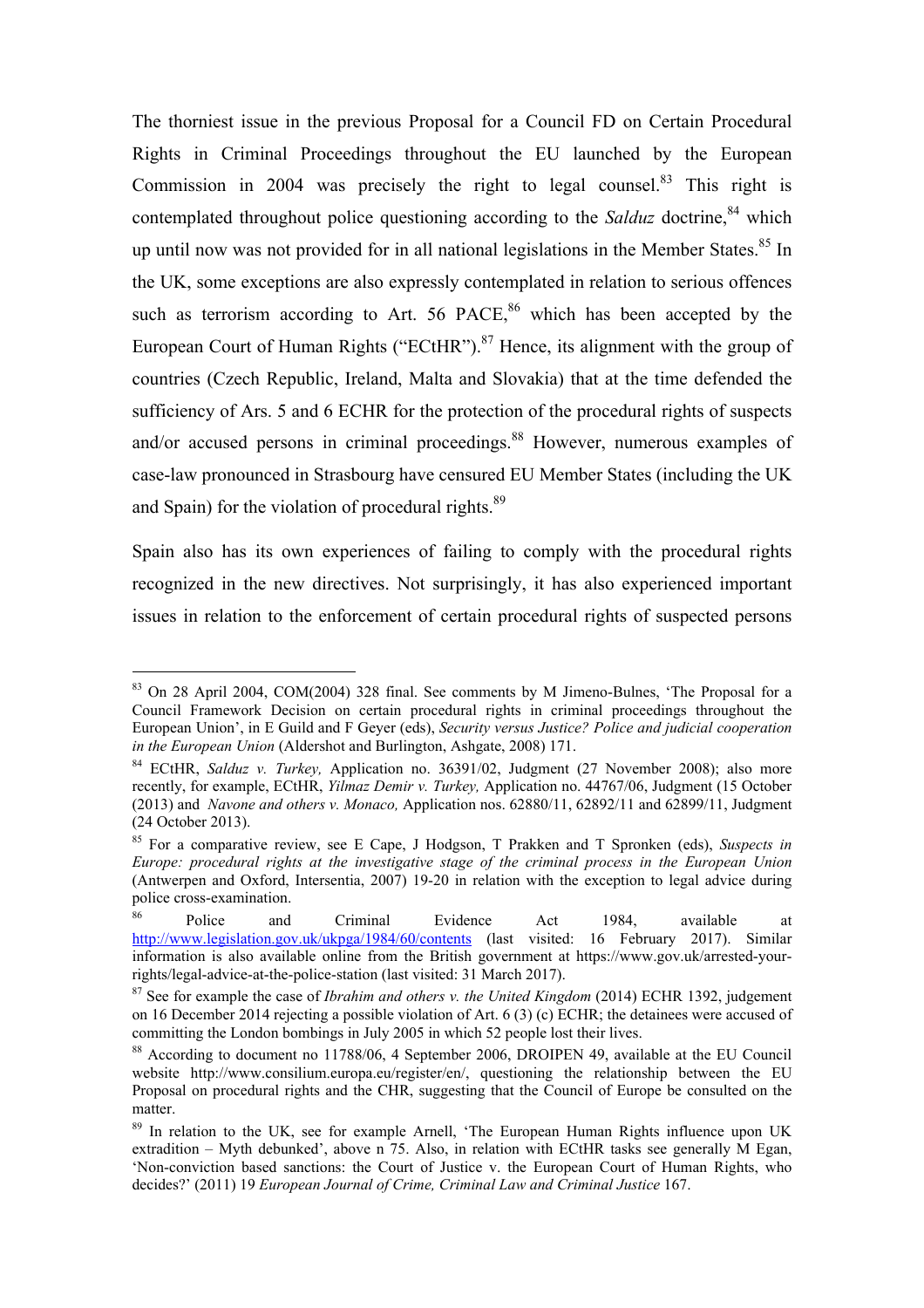The thorniest issue in the previous Proposal for a Council FD on Certain Procedural Rights in Criminal Proceedings throughout the EU launched by the European Commission in 2004 was precisely the right to legal counsel.[83] This right is contemplated throughout police questioning according to the *Salduz* doctrine,[84] which up until now was not provided for in all national legislations in the Member States.[85] In the UK, some exceptions are also expressly contemplated in relation to serious offences such as terrorism according to Art. 56 PACE,[86] which has been accepted by the European Court of Human Rights ("ECtHR").[87] Hence, its alignment with the group of countries (Czech Republic, Ireland, Malta and Slovakia) that at the time defended the sufficiency of Ars. 5 and 6 ECHR for the protection of the procedural rights of suspects and/or accused persons in criminal proceedings.[88] However, numerous examples of case-law pronounced in Strasbourg have censured EU Member States (including the UK and Spain) for the violation of procedural rights.[89]

Spain also has its own experiences of failing to comply with the procedural rights recognized in the new directives. Not surprisingly, it has also experienced important issues in relation to the enforcement of certain procedural rights of suspected persons

---

[83] On 28 April 2004, COM(2004) 328 final. See comments by M Jimeno-Bulnes, 'The Proposal for a Council Framework Decision on certain procedural rights in criminal proceedings throughout the European Union', in E Guild and F Geyer (eds), *Security versus Justice? Police and judicial cooperation in the European Union* (Aldershot and Burlington, Ashgate, 2008) 171.

[84] ECtHR, *Salduz v. Turkey,* Application no. 36391/02, Judgment (27 November 2008); also more recently, for example, ECtHR, *Yilmaz Demir v. Turkey,* Application no. 44767/06, Judgment (15 October (2013) and *Navone and others v. Monaco,* Application nos. 62880/11, 62892/11 and 62899/11, Judgment (24 October 2013).

[85] For a comparative review, see E Cape, J Hodgson, T Prakken and T Spronken (eds), *Suspects in Europe: procedural rights at the investigative stage of the criminal process in the European Union* (Antwerpen and Oxford, Intersentia, 2007) 19-20 in relation with the exception to legal advice during police cross-examination.

[86] Police and Criminal Evidence Act 1984, available at http://www.legislation.gov.uk/ukpga/1984/60/contents (last visited: 16 February 2017). Similar information is also available online from the British government at https://www.gov.uk/arrested-your-rights/legal-advice-at-the-police-station (last visited: 31 March 2017).

[87] See for example the case of *Ibrahim and others v. the United Kingdom* (2014) ECHR 1392, judgement on 16 December 2014 rejecting a possible violation of Art. 6 (3) (c) ECHR; the detainees were accused of committing the London bombings in July 2005 in which 52 people lost their lives.

[88] According to document no 11788/06, 4 September 2006, DROIPEN 49, available at the EU Council website http://www.consilium.europa.eu/register/en/, questioning the relationship between the EU Proposal on procedural rights and the CHR, suggesting that the Council of Europe be consulted on the matter.

[89] In relation to the UK, see for example Arnell, 'The European Human Rights influence upon UK extradition – Myth debunked', above n 75. Also, in relation with ECtHR tasks see generally M Egan, 'Non-conviction based sanctions: the Court of Justice v. the European Court of Human Rights, who decides?' (2011) 19 *European Journal of Crime, Criminal Law and Criminal Justice* 167.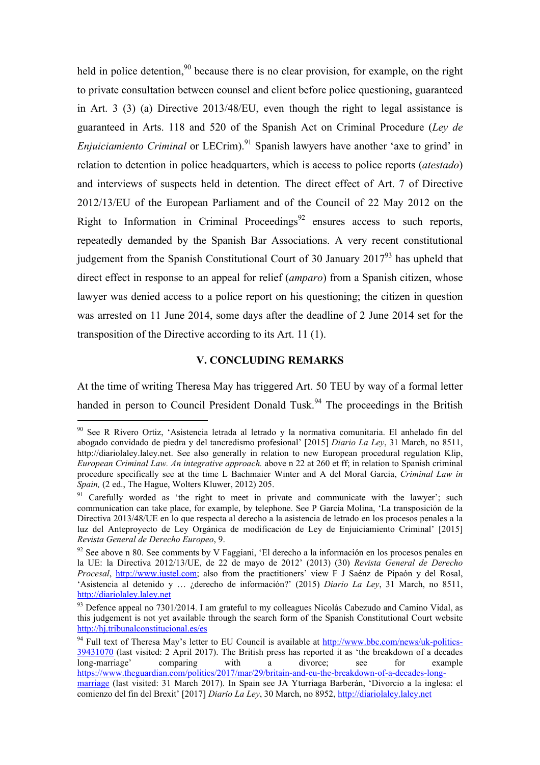held in police detention,[90] because there is no clear provision, for example, on the right to private consultation between counsel and client before police questioning, guaranteed in Art. 3 (3) (a) Directive 2013/48/EU, even though the right to legal assistance is guaranteed in Arts. 118 and 520 of the Spanish Act on Criminal Procedure (*Ley de Enjuiciamiento Criminal* or LECrim).[91] Spanish lawyers have another 'axe to grind' in relation to detention in police headquarters, which is access to police reports (*atestado*) and interviews of suspects held in detention. The direct effect of Art. 7 of Directive 2012/13/EU of the European Parliament and of the Council of 22 May 2012 on the Right to Information in Criminal Proceedings[92] ensures access to such reports, repeatedly demanded by the Spanish Bar Associations. A very recent constitutional judgement from the Spanish Constitutional Court of 30 January 2017[93] has upheld that direct effect in response to an appeal for relief (*amparo*) from a Spanish citizen, whose lawyer was denied access to a police report on his questioning; the citizen in question was arrested on 11 June 2014, some days after the deadline of 2 June 2014 set for the transposition of the Directive according to its Art. 11 (1).

## V. CONCLUDING REMARKS

At the time of writing Theresa May has triggered Art. 50 TEU by way of a formal letter handed in person to Council President Donald Tusk.[94] The proceedings in the British

---

[90] See R Rivero Ortiz, 'Asistencia letrada al letrado y la normativa comunitaria. El anhelado fin del abogado convidado de piedra y del tancredismo profesional' [2015] *Diario La Ley*, 31 March, no 8511, http://diariolaley.laley.net. See also generally in relation to new European procedural regulation Klip, *European Criminal Law. An integrative approach.* above n 22 at 260 et ff; in relation to Spanish criminal procedure specifically see at the time L Bachmaier Winter and A del Moral García, *Criminal Law in Spain,* (2 ed., The Hague, Wolters Kluwer, 2012) 205.

[91] Carefully worded as 'the right to meet in private and communicate with the lawyer'; such communication can take place, for example, by telephone. See P García Molina, 'La transposición de la Directiva 2013/48/UE en lo que respecta al derecho a la asistencia de letrado en los procesos penales a la luz del Anteproyecto de Ley Orgánica de modificación de Ley de Enjuiciamiento Criminal' [2015] *Revista General de Derecho Europeo*, 9.

[92] See above n 80. See comments by V Faggiani, 'El derecho a la información en los procesos penales en la UE: la Directiva 2012/13/UE, de 22 de mayo de 2012' (2013) (30) *Revista General de Derecho Procesal*, http://www.iustel.com; also from the practitioners' view F J Saénz de Pipaón y del Rosal, 'Asistencia al detenido y … ¿derecho de información?' (2015) *Diario La Ley*, 31 March, no 8511, http://diariolaley.laley.net

[93] Defence appeal no 7301/2014. I am grateful to my colleagues Nicolás Cabezudo and Camino Vidal, as this judgement is not yet available through the search form of the Spanish Constitutional Court website http://hj.tribunalconstitucional.es/es

[94] Full text of Theresa May's letter to EU Council is available at http://www.bbc.com/news/uk-politics-39431070 (last visited: 2 April 2017). The British press has reported it as 'the breakdown of a decades long-marriage' comparing with a divorce; see for example https://www.theguardian.com/politics/2017/mar/29/britain-and-eu-the-breakdown-of-a-decades-long-marriage (last visited: 31 March 2017). In Spain see JA Yturriaga Barberán, 'Divorcio a la inglesa: el comienzo del fin del Brexit' [2017] *Diario La Ley*, 30 March, no 8952, http://diariolaley.laley.net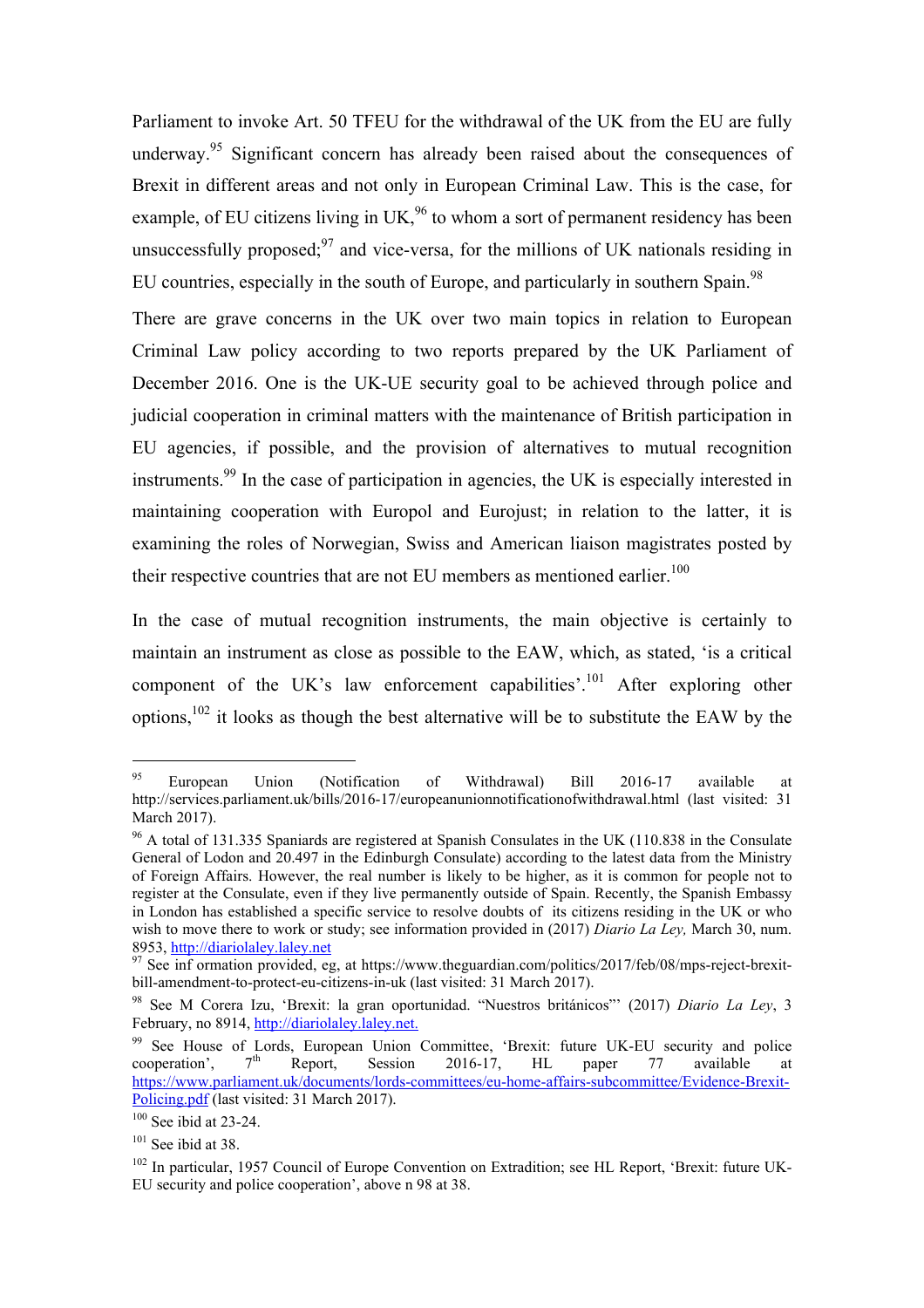Parliament to invoke Art. 50 TFEU for the withdrawal of the UK from the EU are fully underway.[95] Significant concern has already been raised about the consequences of Brexit in different areas and not only in European Criminal Law. This is the case, for example, of EU citizens living in UK,[96] to whom a sort of permanent residency has been unsuccessfully proposed;[97] and vice-versa, for the millions of UK nationals residing in EU countries, especially in the south of Europe, and particularly in southern Spain.[98]

There are grave concerns in the UK over two main topics in relation to European Criminal Law policy according to two reports prepared by the UK Parliament of December 2016. One is the UK-UE security goal to be achieved through police and judicial cooperation in criminal matters with the maintenance of British participation in EU agencies, if possible, and the provision of alternatives to mutual recognition instruments.[99] In the case of participation in agencies, the UK is especially interested in maintaining cooperation with Europol and Eurojust; in relation to the latter, it is examining the roles of Norwegian, Swiss and American liaison magistrates posted by their respective countries that are not EU members as mentioned earlier.[100]

In the case of mutual recognition instruments, the main objective is certainly to maintain an instrument as close as possible to the EAW, which, as stated, 'is a critical component of the UK's law enforcement capabilities'.[101] After exploring other options,[102] it looks as though the best alternative will be to substitute the EAW by the

---

[95] European Union (Notification of Withdrawal) Bill 2016-17 available at http://services.parliament.uk/bills/2016-17/europeanunionnotificationofwithdrawal.html (last visited: 31 March 2017).

[96] A total of 131.335 Spaniards are registered at Spanish Consulates in the UK (110.838 in the Consulate General of Lodon and 20.497 in the Edinburgh Consulate) according to the latest data from the Ministry of Foreign Affairs. However, the real number is likely to be higher, as it is common for people not to register at the Consulate, even if they live permanently outside of Spain. Recently, the Spanish Embassy in London has established a specific service to resolve doubts of its citizens residing in the UK or who wish to move there to work or study; see information provided in (2017) *Diario La Ley,* March 30, num. 8953, http://diariolaley.laley.net

[97] See inf ormation provided, eg, at https://www.theguardian.com/politics/2017/feb/08/mps-reject-brexit-bill-amendment-to-protect-eu-citizens-in-uk (last visited: 31 March 2017).

[98] See M Corera Izu, 'Brexit: la gran oportunidad. "Nuestros británicos"' (2017) *Diario La Ley*, 3 February, no 8914, http://diariolaley.laley.net.

[99] See House of Lords, European Union Committee, 'Brexit: future UK-EU security and police cooperation', 7th Report, Session 2016-17, HL paper 77 available at https://www.parliament.uk/documents/lords-committees/eu-home-affairs-subcommittee/Evidence-Brexit-Policing.pdf (last visited: 31 March 2017).

[100] See ibid at 23-24.

[101] See ibid at 38.

[102] In particular, 1957 Council of Europe Convention on Extradition; see HL Report, 'Brexit: future UK-EU security and police cooperation', above n 98 at 38.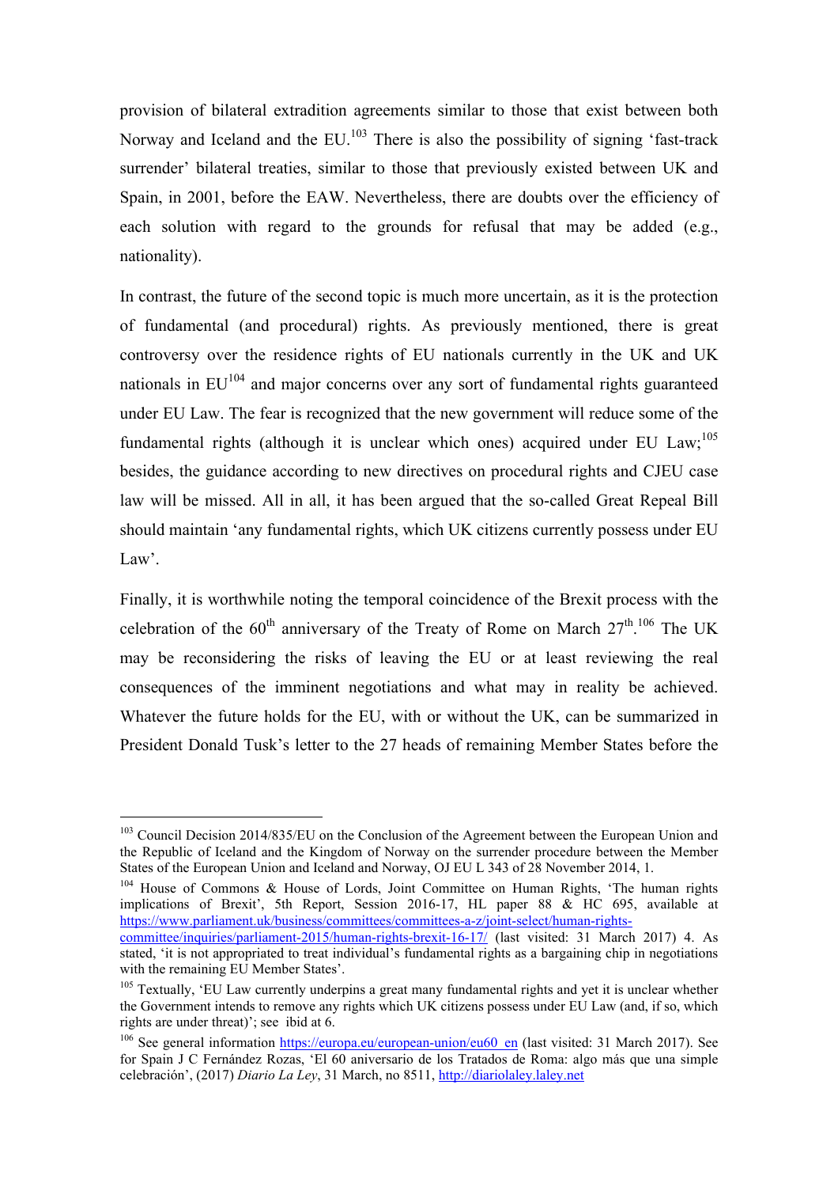provision of bilateral extradition agreements similar to those that exist between both Norway and Iceland and the EU.[103] There is also the possibility of signing 'fast-track surrender' bilateral treaties, similar to those that previously existed between UK and Spain, in 2001, before the EAW. Nevertheless, there are doubts over the efficiency of each solution with regard to the grounds for refusal that may be added (e.g., nationality).

In contrast, the future of the second topic is much more uncertain, as it is the protection of fundamental (and procedural) rights. As previously mentioned, there is great controversy over the residence rights of EU nationals currently in the UK and UK nationals in EU[104] and major concerns over any sort of fundamental rights guaranteed under EU Law. The fear is recognized that the new government will reduce some of the fundamental rights (although it is unclear which ones) acquired under EU Law;[105] besides, the guidance according to new directives on procedural rights and CJEU case law will be missed. All in all, it has been argued that the so-called Great Repeal Bill should maintain 'any fundamental rights, which UK citizens currently possess under EU Law'.

Finally, it is worthwhile noting the temporal coincidence of the Brexit process with the celebration of the 60th anniversary of the Treaty of Rome on March 27th.[106] The UK may be reconsidering the risks of leaving the EU or at least reviewing the real consequences of the imminent negotiations and what may in reality be achieved. Whatever the future holds for the EU, with or without the UK, can be summarized in President Donald Tusk's letter to the 27 heads of remaining Member States before the

---

[103] Council Decision 2014/835/EU on the Conclusion of the Agreement between the European Union and the Republic of Iceland and the Kingdom of Norway on the surrender procedure between the Member States of the European Union and Iceland and Norway, OJ EU L 343 of 28 November 2014, 1.

[104] House of Commons & House of Lords, Joint Committee on Human Rights, 'The human rights implications of Brexit', 5th Report, Session 2016-17, HL paper 88 & HC 695, available at https://www.parliament.uk/business/committees/committees-a-z/joint-select/human-rights-committee/inquiries/parliament-2015/human-rights-brexit-16-17/ (last visited: 31 March 2017) 4. As stated, 'it is not appropriated to treat individual's fundamental rights as a bargaining chip in negotiations with the remaining EU Member States'.

[105] Textually, 'EU Law currently underpins a great many fundamental rights and yet it is unclear whether the Government intends to remove any rights which UK citizens possess under EU Law (and, if so, which rights are under threat)'; see ibid at 6.

[106] See general information https://europa.eu/european-union/eu60_en (last visited: 31 March 2017). See for Spain J C Fernández Rozas, 'El 60 aniversario de los Tratados de Roma: algo más que una simple celebración', (2017) *Diario La Ley*, 31 March, no 8511, http://diariolaley.laley.net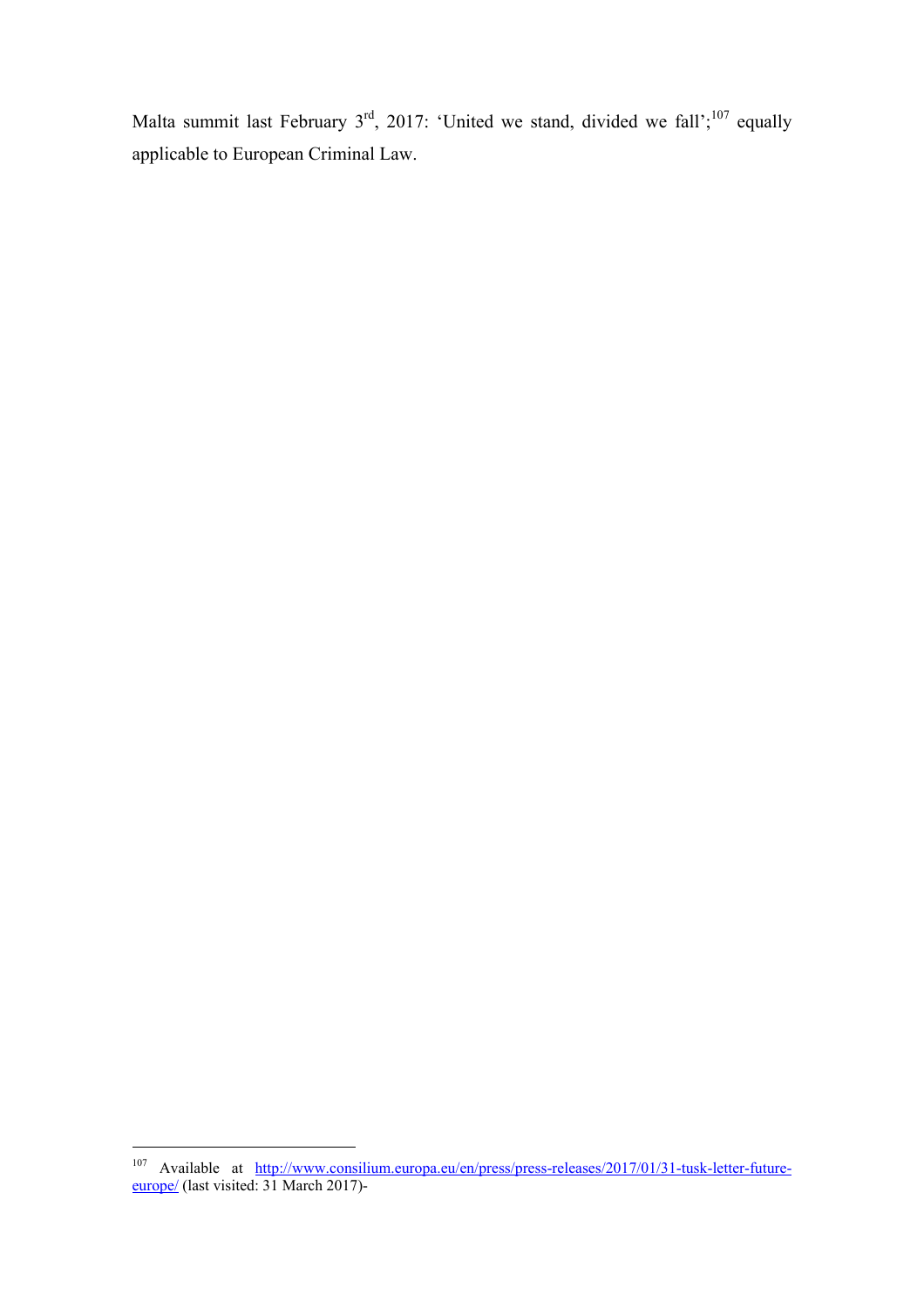Malta summit last February 3rd, 2017: 'United we stand, divided we fall';[107] equally applicable to European Criminal Law.

---

[107] Available at http://www.consilium.europa.eu/en/press/press-releases/2017/01/31-tusk-letter-future-europe/ (last visited: 31 March 2017)-